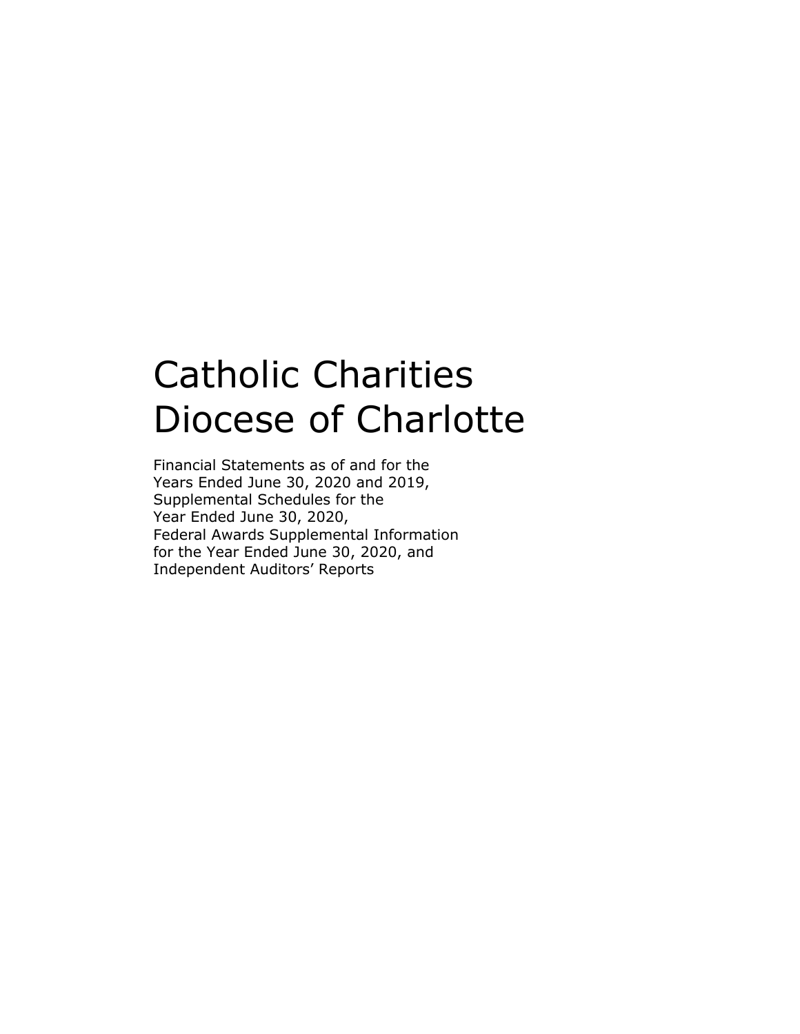# Catholic Charities Diocese of Charlotte

Financial Statements as of and for the Years Ended June 30, 2020 and 2019, Supplemental Schedules for the Year Ended June 30, 2020, Federal Awards Supplemental Information for the Year Ended June 30, 2020, and Independent Auditors' Reports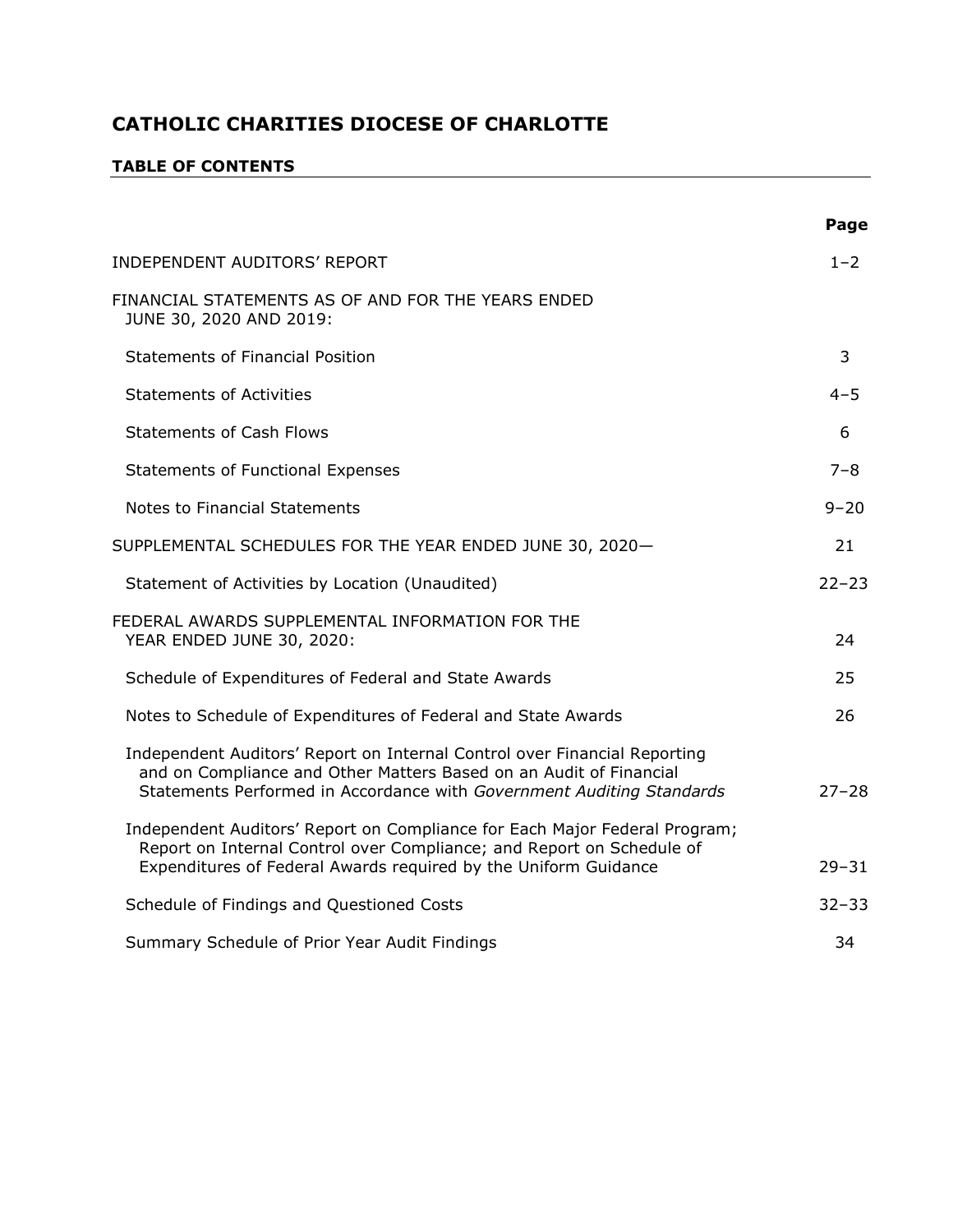# CATHOLIC CHARITIES DIOCESE OF CHARLOTTE

## TABLE OF CONTENTS

| | Page |
|---|---|
| INDEPENDENT AUDITORS' REPORT | 1–2 |
| FINANCIAL STATEMENTS AS OF AND FOR THE YEARS ENDED JUNE 30, 2020 AND 2019: | |
| Statements of Financial Position | 3 |
| Statements of Activities | 4–5 |
| Statements of Cash Flows | 6 |
| Statements of Functional Expenses | 7–8 |
| Notes to Financial Statements | 9–20 |
| SUPPLEMENTAL SCHEDULES FOR THE YEAR ENDED JUNE 30, 2020— | 21 |
| Statement of Activities by Location (Unaudited) | 22–23 |
| FEDERAL AWARDS SUPPLEMENTAL INFORMATION FOR THE YEAR ENDED JUNE 30, 2020: | 24 |
| Schedule of Expenditures of Federal and State Awards | 25 |
| Notes to Schedule of Expenditures of Federal and State Awards | 26 |
| Independent Auditors' Report on Internal Control over Financial Reporting and on Compliance and Other Matters Based on an Audit of Financial Statements Performed in Accordance with *Government Auditing Standards* | 27–28 |
| Independent Auditors' Report on Compliance for Each Major Federal Program; Report on Internal Control over Compliance; and Report on Schedule of Expenditures of Federal Awards required by the Uniform Guidance | 29–31 |
| Schedule of Findings and Questioned Costs | 32–33 |
| Summary Schedule of Prior Year Audit Findings | 34 |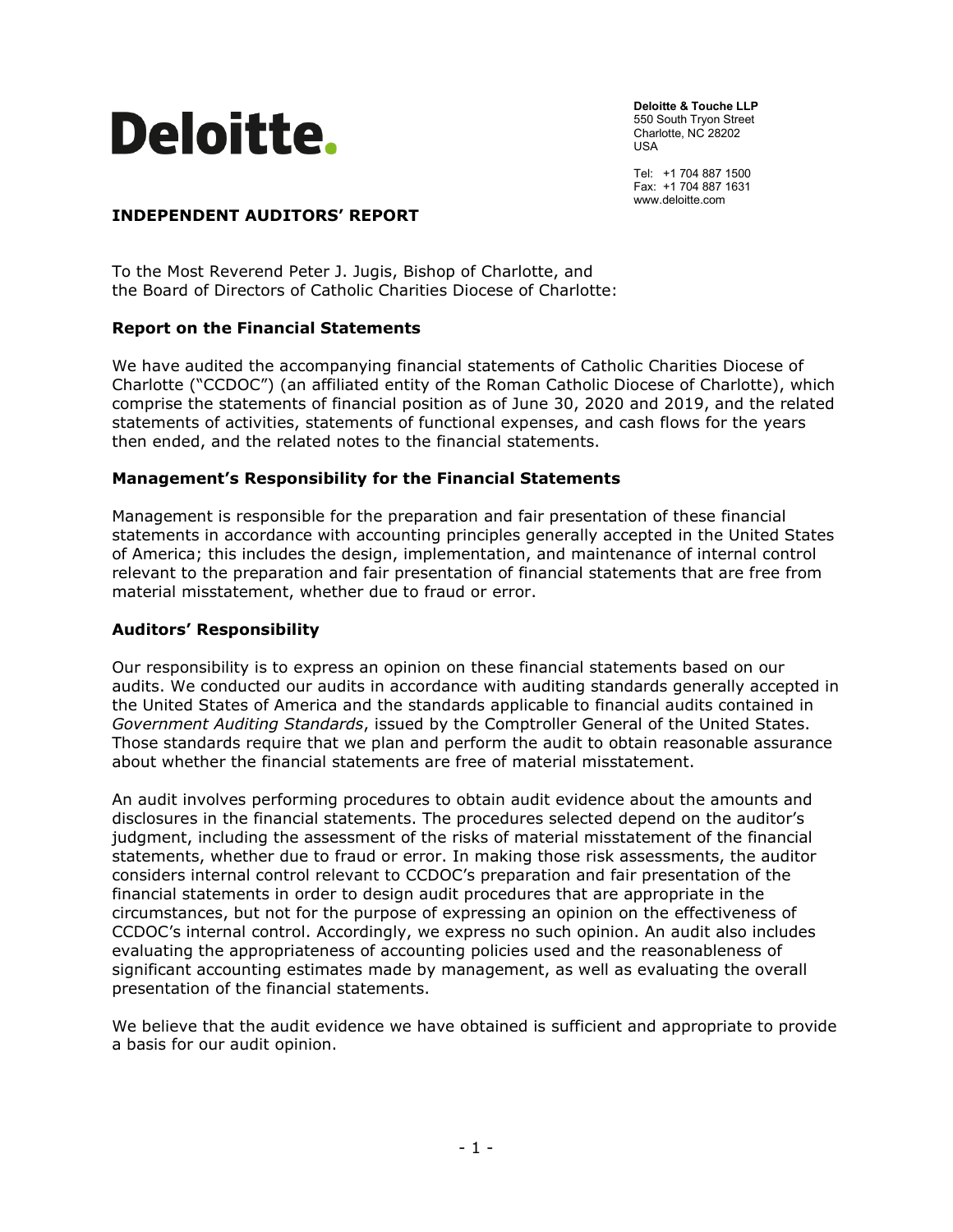**Deloitte.**

**Deloitte & Touche LLP**
550 South Tryon Street
Charlotte, NC 28202
USA

Tel: +1 704 887 1500
Fax: +1 704 887 1631
www.deloitte.com

## INDEPENDENT AUDITORS' REPORT

To the Most Reverend Peter J. Jugis, Bishop of Charlotte, and
the Board of Directors of Catholic Charities Diocese of Charlotte:

### Report on the Financial Statements

We have audited the accompanying financial statements of Catholic Charities Diocese of Charlotte ("CCDOC") (an affiliated entity of the Roman Catholic Diocese of Charlotte), which comprise the statements of financial position as of June 30, 2020 and 2019, and the related statements of activities, statements of functional expenses, and cash flows for the years then ended, and the related notes to the financial statements.

### Management's Responsibility for the Financial Statements

Management is responsible for the preparation and fair presentation of these financial statements in accordance with accounting principles generally accepted in the United States of America; this includes the design, implementation, and maintenance of internal control relevant to the preparation and fair presentation of financial statements that are free from material misstatement, whether due to fraud or error.

### Auditors' Responsibility

Our responsibility is to express an opinion on these financial statements based on our audits. We conducted our audits in accordance with auditing standards generally accepted in the United States of America and the standards applicable to financial audits contained in *Government Auditing Standards*, issued by the Comptroller General of the United States. Those standards require that we plan and perform the audit to obtain reasonable assurance about whether the financial statements are free of material misstatement.

An audit involves performing procedures to obtain audit evidence about the amounts and disclosures in the financial statements. The procedures selected depend on the auditor's judgment, including the assessment of the risks of material misstatement of the financial statements, whether due to fraud or error. In making those risk assessments, the auditor considers internal control relevant to CCDOC's preparation and fair presentation of the financial statements in order to design audit procedures that are appropriate in the circumstances, but not for the purpose of expressing an opinion on the effectiveness of CCDOC's internal control. Accordingly, we express no such opinion. An audit also includes evaluating the appropriateness of accounting policies used and the reasonableness of significant accounting estimates made by management, as well as evaluating the overall presentation of the financial statements.

We believe that the audit evidence we have obtained is sufficient and appropriate to provide a basis for our audit opinion.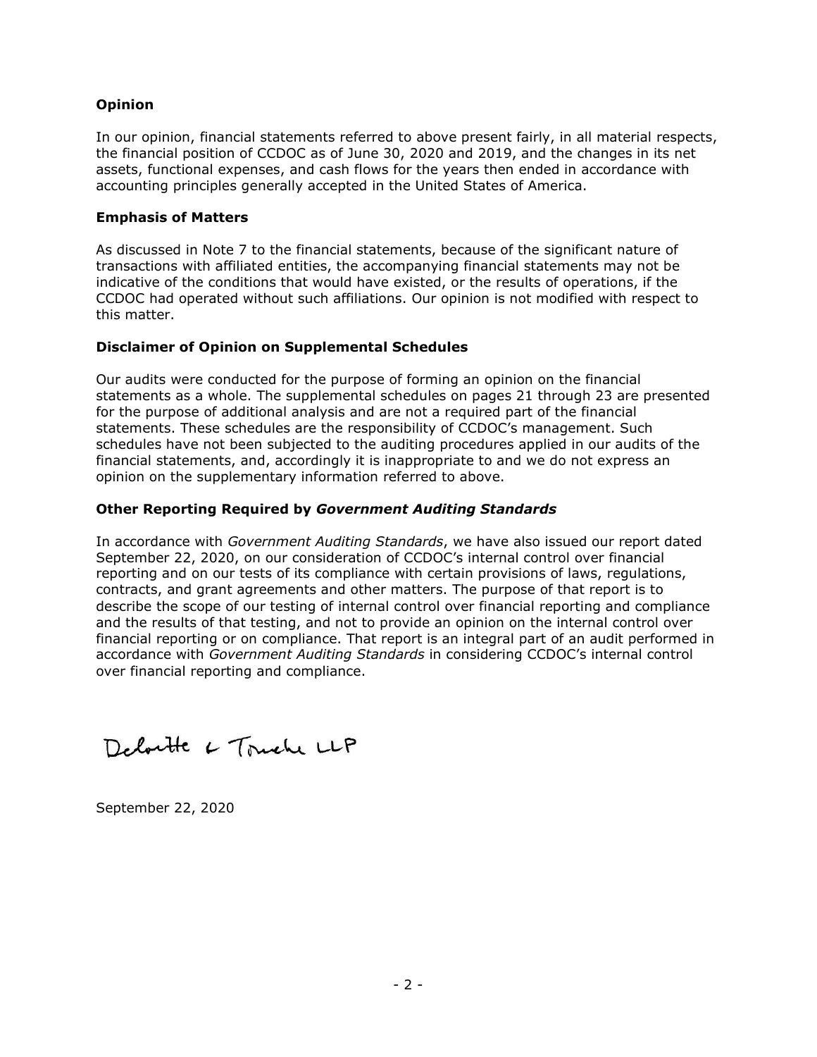### Opinion

In our opinion, financial statements referred to above present fairly, in all material respects, the financial position of CCDOC as of June 30, 2020 and 2019, and the changes in its net assets, functional expenses, and cash flows for the years then ended in accordance with accounting principles generally accepted in the United States of America.

### Emphasis of Matters

As discussed in Note 7 to the financial statements, because of the significant nature of transactions with affiliated entities, the accompanying financial statements may not be indicative of the conditions that would have existed, or the results of operations, if the CCDOC had operated without such affiliations. Our opinion is not modified with respect to this matter.

### Disclaimer of Opinion on Supplemental Schedules

Our audits were conducted for the purpose of forming an opinion on the financial statements as a whole. The supplemental schedules on pages 21 through 23 are presented for the purpose of additional analysis and are not a required part of the financial statements. These schedules are the responsibility of CCDOC's management. Such schedules have not been subjected to the auditing procedures applied in our audits of the financial statements, and, accordingly it is inappropriate to and we do not express an opinion on the supplementary information referred to above.

### Other Reporting Required by *Government Auditing Standards*

In accordance with *Government Auditing Standards*, we have also issued our report dated September 22, 2020, on our consideration of CCDOC's internal control over financial reporting and on our tests of its compliance with certain provisions of laws, regulations, contracts, and grant agreements and other matters. The purpose of that report is to describe the scope of our testing of internal control over financial reporting and compliance and the results of that testing, and not to provide an opinion on the internal control over financial reporting or on compliance. That report is an integral part of an audit performed in accordance with *Government Auditing Standards* in considering CCDOC's internal control over financial reporting and compliance.

Deloitte & Touche LLP

September 22, 2020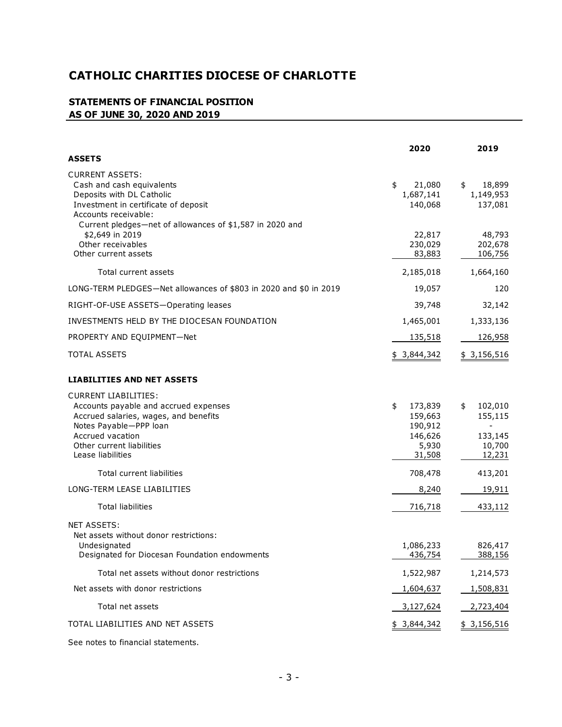# CATHOLIC CHARITIES DIOCESE OF CHARLOTTE

## STATEMENTS OF FINANCIAL POSITION
## AS OF JUNE 30, 2020 AND 2019

| | 2020 | 2019 |
|---|---|---|
| **ASSETS** | | |
| CURRENT ASSETS: | | |
| Cash and cash equivalents | $ 21,080 | $ 18,899 |
| Deposits with DL Catholic | 1,687,141 | 1,149,953 |
| Investment in certificate of deposit | 140,068 | 137,081 |
| Accounts receivable: | | |
| Current pledges—net of allowances of $1,587 in 2020 and $2,649 in 2019 | 22,817 | 48,793 |
| Other receivables | 230,029 | 202,678 |
| Other current assets | 83,883 | 106,756 |
| Total current assets | 2,185,018 | 1,664,160 |
| LONG-TERM PLEDGES—Net allowances of $803 in 2020 and $0 in 2019 | 19,057 | 120 |
| RIGHT-OF-USE ASSETS—Operating leases | 39,748 | 32,142 |
| INVESTMENTS HELD BY THE DIOCESAN FOUNDATION | 1,465,001 | 1,333,136 |
| PROPERTY AND EQUIPMENT—Net | 135,518 | 126,958 |
| TOTAL ASSETS | $ 3,844,342 | $ 3,156,516 |
| **LIABILITIES AND NET ASSETS** | | |
| CURRENT LIABILITIES: | | |
| Accounts payable and accrued expenses | $ 173,839 | $ 102,010 |
| Accrued salaries, wages, and benefits | 159,663 | 155,115 |
| Notes Payable—PPP loan | 190,912 | - |
| Accrued vacation | 146,626 | 133,145 |
| Other current liabilities | 5,930 | 10,700 |
| Lease liabilities | 31,508 | 12,231 |
| Total current liabilities | 708,478 | 413,201 |
| LONG-TERM LEASE LIABILITIES | 8,240 | 19,911 |
| Total liabilities | 716,718 | 433,112 |
| NET ASSETS: | | |
| Net assets without donor restrictions: | | |
| Undesignated | 1,086,233 | 826,417 |
| Designated for Diocesan Foundation endowments | 436,754 | 388,156 |
| Total net assets without donor restrictions | 1,522,987 | 1,214,573 |
| Net assets with donor restrictions | 1,604,637 | 1,508,831 |
| Total net assets | 3,127,624 | 2,723,404 |
| TOTAL LIABILITIES AND NET ASSETS | $ 3,844,342 | $ 3,156,516 |

See notes to financial statements.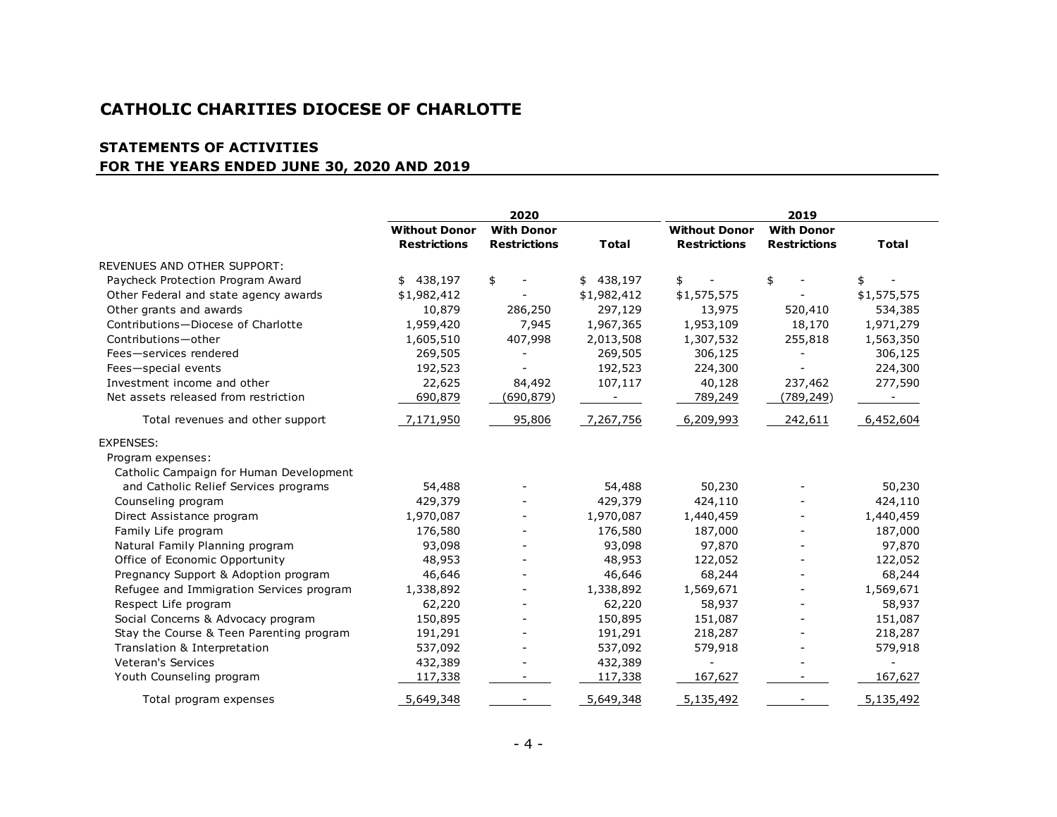# CATHOLIC CHARITIES DIOCESE OF CHARLOTTE

## STATEMENTS OF ACTIVITIES
## FOR THE YEARS ENDED JUNE 30, 2020 AND 2019

| | 2020 | | | 2019 | | |
|---|---|---|---|---|---|---|
| | **Without Donor Restrictions** | **With Donor Restrictions** | **Total** | **Without Donor Restrictions** | **With Donor Restrictions** | **Total** |
| REVENUES AND OTHER SUPPORT: | | | | | | |
| Paycheck Protection Program Award | $ 438,197 | $ - | $ 438,197 | $ - | $ - | $ - |
| Other Federal and state agency awards | $1,982,412 | - | $1,982,412 | $1,575,575 | - | $1,575,575 |
| Other grants and awards | 10,879 | 286,250 | 297,129 | 13,975 | 520,410 | 534,385 |
| Contributions—Diocese of Charlotte | 1,959,420 | 7,945 | 1,967,365 | 1,953,109 | 18,170 | 1,971,279 |
| Contributions—other | 1,605,510 | 407,998 | 2,013,508 | 1,307,532 | 255,818 | 1,563,350 |
| Fees—services rendered | 269,505 | - | 269,505 | 306,125 | - | 306,125 |
| Fees—special events | 192,523 | - | 192,523 | 224,300 | - | 224,300 |
| Investment income and other | 22,625 | 84,492 | 107,117 | 40,128 | 237,462 | 277,590 |
| Net assets released from restriction | 690,879 | (690,879) | - | 789,249 | (789,249) | - |
| Total revenues and other support | 7,171,950 | 95,806 | 7,267,756 | 6,209,993 | 242,611 | 6,452,604 |
| EXPENSES: | | | | | | |
| Program expenses: | | | | | | |
| Catholic Campaign for Human Development and Catholic Relief Services programs | 54,488 | - | 54,488 | 50,230 | - | 50,230 |
| Counseling program | 429,379 | - | 429,379 | 424,110 | - | 424,110 |
| Direct Assistance program | 1,970,087 | - | 1,970,087 | 1,440,459 | - | 1,440,459 |
| Family Life program | 176,580 | - | 176,580 | 187,000 | - | 187,000 |
| Natural Family Planning program | 93,098 | - | 93,098 | 97,870 | - | 97,870 |
| Office of Economic Opportunity | 48,953 | - | 48,953 | 122,052 | - | 122,052 |
| Pregnancy Support & Adoption program | 46,646 | - | 46,646 | 68,244 | - | 68,244 |
| Refugee and Immigration Services program | 1,338,892 | - | 1,338,892 | 1,569,671 | - | 1,569,671 |
| Respect Life program | 62,220 | - | 62,220 | 58,937 | - | 58,937 |
| Social Concerns & Advocacy program | 150,895 | - | 150,895 | 151,087 | - | 151,087 |
| Stay the Course & Teen Parenting program | 191,291 | - | 191,291 | 218,287 | - | 218,287 |
| Translation & Interpretation | 537,092 | - | 537,092 | 579,918 | - | 579,918 |
| Veteran's Services | 432,389 | - | 432,389 | - | - | - |
| Youth Counseling program | 117,338 | - | 117,338 | 167,627 | - | 167,627 |
| Total program expenses | 5,649,348 | - | 5,649,348 | 5,135,492 | - | 5,135,492 |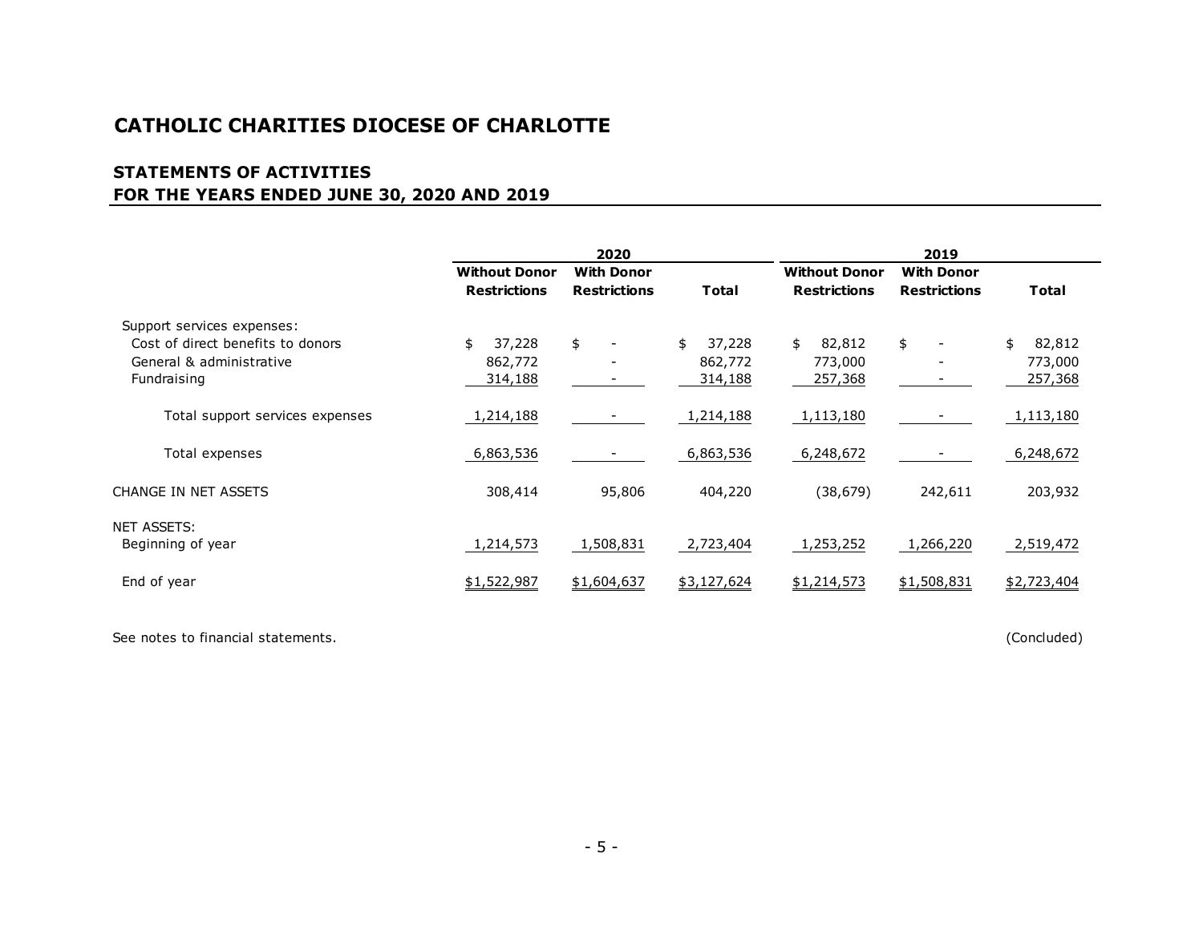## CATHOLIC CHARITIES DIOCESE OF CHARLOTTE

### STATEMENTS OF ACTIVITIES
### FOR THE YEARS ENDED JUNE 30, 2020 AND 2019

| | 2020 | | | 2019 | | |
|---|---|---|---|---|---|---|
| | Without Donor Restrictions | With Donor Restrictions | Total | Without Donor Restrictions | With Donor Restrictions | Total |
| Support services expenses: | | | | | | |
| Cost of direct benefits to donors | $ 37,228 | $ - | $ 37,228 | $ 82,812 | $ - | $ 82,812 |
| General & administrative | 862,772 | - | 862,772 | 773,000 | - | 773,000 |
| Fundraising | 314,188 | - | 314,188 | 257,368 | - | 257,368 |
| Total support services expenses | 1,214,188 | - | 1,214,188 | 1,113,180 | - | 1,113,180 |
| Total expenses | 6,863,536 | - | 6,863,536 | 6,248,672 | - | 6,248,672 |
| CHANGE IN NET ASSETS | 308,414 | 95,806 | 404,220 | (38,679) | 242,611 | 203,932 |
| NET ASSETS: | | | | | | |
| Beginning of year | 1,214,573 | 1,508,831 | 2,723,404 | 1,253,252 | 1,266,220 | 2,519,472 |
| End of year | $1,522,987 | $1,604,637 | $3,127,624 | $1,214,573 | $1,508,831 | $2,723,404 |

See notes to financial statements.

(Concluded)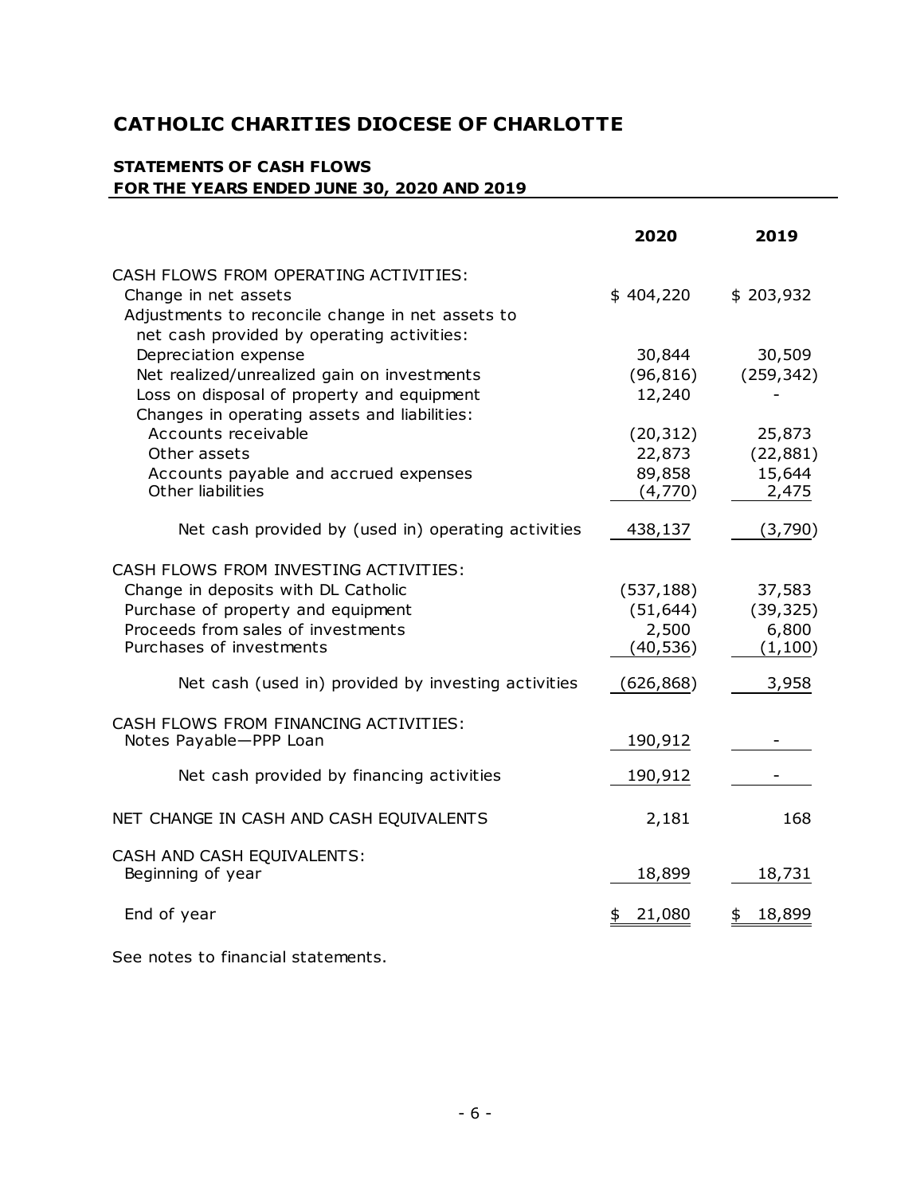# CATHOLIC CHARITIES DIOCESE OF CHARLOTTE

## STATEMENTS OF CASH FLOWS
## FOR THE YEARS ENDED JUNE 30, 2020 AND 2019

| | 2020 | 2019 |
|---|---|---|
| CASH FLOWS FROM OPERATING ACTIVITIES: | | |
| Change in net assets | $ 404,220 | $ 203,932 |
| Adjustments to reconcile change in net assets to net cash provided by operating activities: | | |
| Depreciation expense | 30,844 | 30,509 |
| Net realized/unrealized gain on investments | (96,816) | (259,342) |
| Loss on disposal of property and equipment | 12,240 | - |
| Changes in operating assets and liabilities: | | |
| Accounts receivable | (20,312) | 25,873 |
| Other assets | 22,873 | (22,881) |
| Accounts payable and accrued expenses | 89,858 | 15,644 |
| Other liabilities | (4,770) | 2,475 |
| Net cash provided by (used in) operating activities | 438,137 | (3,790) |
| CASH FLOWS FROM INVESTING ACTIVITIES: | | |
| Change in deposits with DL Catholic | (537,188) | 37,583 |
| Purchase of property and equipment | (51,644) | (39,325) |
| Proceeds from sales of investments | 2,500 | 6,800 |
| Purchases of investments | (40,536) | (1,100) |
| Net cash (used in) provided by investing activities | (626,868) | 3,958 |
| CASH FLOWS FROM FINANCING ACTIVITIES: | | |
| Notes Payable—PPP Loan | 190,912 | - |
| Net cash provided by financing activities | 190,912 | - |
| NET CHANGE IN CASH AND CASH EQUIVALENTS | 2,181 | 168 |
| CASH AND CASH EQUIVALENTS: | | |
| Beginning of year | 18,899 | 18,731 |
| End of year | $ 21,080 | $ 18,899 |

See notes to financial statements.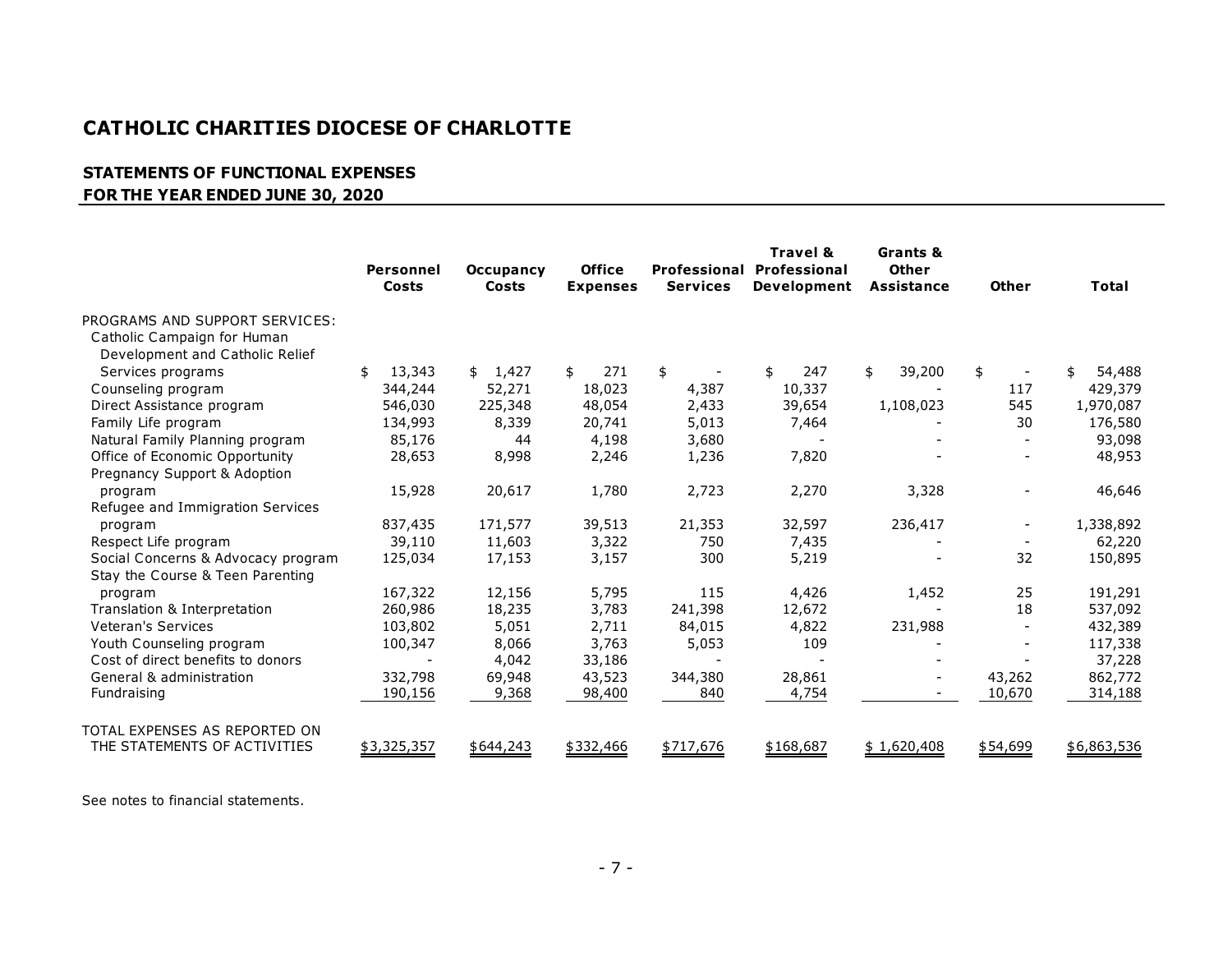# CATHOLIC CHARITIES DIOCESE OF CHARLOTTE

## STATEMENTS OF FUNCTIONAL EXPENSES
**FOR THE YEAR ENDED JUNE 30, 2020**

| | Personnel Costs | Occupancy Costs | Office Expenses | Professional Services | Travel & Professional Development | Grants & Other Assistance | Other | Total |
|---|---|---|---|---|---|---|---|---|
| PROGRAMS AND SUPPORT SERVICES: | | | | | | | | |
| Catholic Campaign for Human Development and Catholic Relief Services programs | $ 13,343 | $ 1,427 | $ 271 | $ - | $ 247 | $ 39,200 | $ - | $ 54,488 |
| Counseling program | 344,244 | 52,271 | 18,023 | 4,387 | 10,337 | - | 117 | 429,379 |
| Direct Assistance program | 546,030 | 225,348 | 48,054 | 2,433 | 39,654 | 1,108,023 | 545 | 1,970,087 |
| Family Life program | 134,993 | 8,339 | 20,741 | 5,013 | 7,464 | - | 30 | 176,580 |
| Natural Family Planning program | 85,176 | 44 | 4,198 | 3,680 | - | - | - | 93,098 |
| Office of Economic Opportunity | 28,653 | 8,998 | 2,246 | 1,236 | 7,820 | - | - | 48,953 |
| Pregnancy Support & Adoption program | 15,928 | 20,617 | 1,780 | 2,723 | 2,270 | 3,328 | - | 46,646 |
| Refugee and Immigration Services program | 837,435 | 171,577 | 39,513 | 21,353 | 32,597 | 236,417 | - | 1,338,892 |
| Respect Life program | 39,110 | 11,603 | 3,322 | 750 | 7,435 | - | - | 62,220 |
| Social Concerns & Advocacy program | 125,034 | 17,153 | 3,157 | 300 | 5,219 | - | 32 | 150,895 |
| Stay the Course & Teen Parenting program | 167,322 | 12,156 | 5,795 | 115 | 4,426 | 1,452 | 25 | 191,291 |
| Translation & Interpretation | 260,986 | 18,235 | 3,783 | 241,398 | 12,672 | - | 18 | 537,092 |
| Veteran's Services | 103,802 | 5,051 | 2,711 | 84,015 | 4,822 | 231,988 | - | 432,389 |
| Youth Counseling program | 100,347 | 8,066 | 3,763 | 5,053 | 109 | - | - | 117,338 |
| Cost of direct benefits to donors | - | 4,042 | 33,186 | - | - | - | - | 37,228 |
| General & administration | 332,798 | 69,948 | 43,523 | 344,380 | 28,861 | - | 43,262 | 862,772 |
| Fundraising | 190,156 | 9,368 | 98,400 | 840 | 4,754 | - | 10,670 | 314,188 |
| TOTAL EXPENSES AS REPORTED ON THE STATEMENTS OF ACTIVITIES | $3,325,357 | $644,243 | $332,466 | $717,676 | $168,687 | $ 1,620,408 | $54,699 | $6,863,536 |

See notes to financial statements.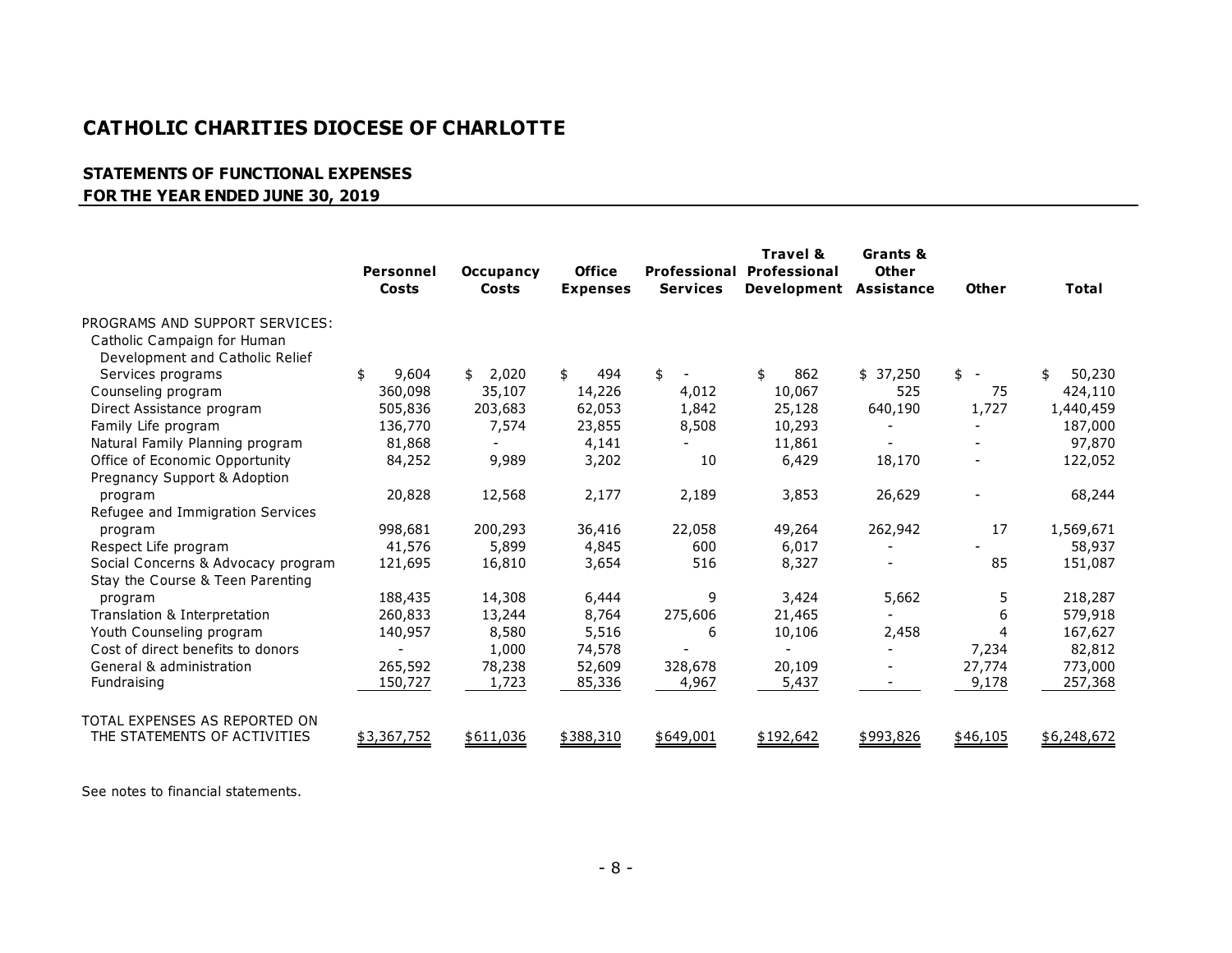# CATHOLIC CHARITIES DIOCESE OF CHARLOTTE

## STATEMENTS OF FUNCTIONAL EXPENSES
## FOR THE YEAR ENDED JUNE 30, 2019

| | Personnel Costs | Occupancy Costs | Office Expenses | Professional Services | Travel & Professional Development | Grants & Other Assistance | Other | Total |
|---|---|---|---|---|---|---|---|---|
| PROGRAMS AND SUPPORT SERVICES: | | | | | | | | |
| Catholic Campaign for Human Development and Catholic Relief Services programs | $ 9,604 | $ 2,020 | $ 494 | $ - | $ 862 | $ 37,250 | $ - | $ 50,230 |
| Counseling program | 360,098 | 35,107 | 14,226 | 4,012 | 10,067 | 525 | 75 | 424,110 |
| Direct Assistance program | 505,836 | 203,683 | 62,053 | 1,842 | 25,128 | 640,190 | 1,727 | 1,440,459 |
| Family Life program | 136,770 | 7,574 | 23,855 | 8,508 | 10,293 | - | - | 187,000 |
| Natural Family Planning program | 81,868 | - | 4,141 | - | 11,861 | - | - | 97,870 |
| Office of Economic Opportunity | 84,252 | 9,989 | 3,202 | 10 | 6,429 | 18,170 | - | 122,052 |
| Pregnancy Support & Adoption program | 20,828 | 12,568 | 2,177 | 2,189 | 3,853 | 26,629 | - | 68,244 |
| Refugee and Immigration Services program | 998,681 | 200,293 | 36,416 | 22,058 | 49,264 | 262,942 | 17 | 1,569,671 |
| Respect Life program | 41,576 | 5,899 | 4,845 | 600 | 6,017 | - | - | 58,937 |
| Social Concerns & Advocacy program | 121,695 | 16,810 | 3,654 | 516 | 8,327 | - | 85 | 151,087 |
| Stay the Course & Teen Parenting program | 188,435 | 14,308 | 6,444 | 9 | 3,424 | 5,662 | 5 | 218,287 |
| Translation & Interpretation | 260,833 | 13,244 | 8,764 | 275,606 | 21,465 | - | 6 | 579,918 |
| Youth Counseling program | 140,957 | 8,580 | 5,516 | 6 | 10,106 | 2,458 | 4 | 167,627 |
| Cost of direct benefits to donors | - | 1,000 | 74,578 | - | - | - | 7,234 | 82,812 |
| General & administration | 265,592 | 78,238 | 52,609 | 328,678 | 20,109 | - | 27,774 | 773,000 |
| Fundraising | 150,727 | 1,723 | 85,336 | 4,967 | 5,437 | - | 9,178 | 257,368 |
| TOTAL EXPENSES AS REPORTED ON THE STATEMENTS OF ACTIVITIES | $3,367,752 | $611,036 | $388,310 | $649,001 | $192,642 | $993,826 | $46,105 | $6,248,672 |

See notes to financial statements.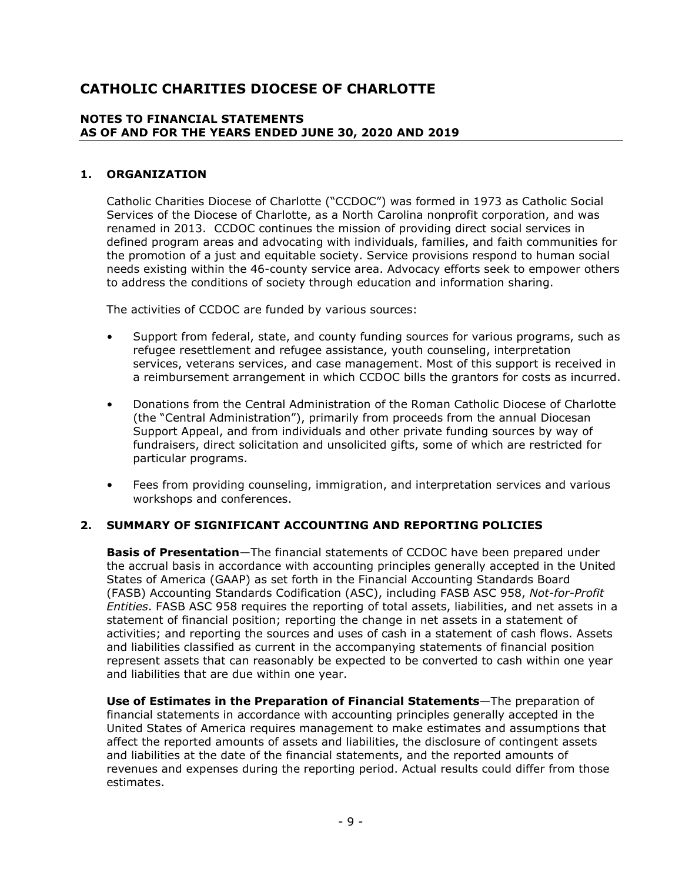# CATHOLIC CHARITIES DIOCESE OF CHARLOTTE

## NOTES TO FINANCIAL STATEMENTS AS OF AND FOR THE YEARS ENDED JUNE 30, 2020 AND 2019

### 1. ORGANIZATION

Catholic Charities Diocese of Charlotte ("CCDOC") was formed in 1973 as Catholic Social Services of the Diocese of Charlotte, as a North Carolina nonprofit corporation, and was renamed in 2013. CCDOC continues the mission of providing direct social services in defined program areas and advocating with individuals, families, and faith communities for the promotion of a just and equitable society. Service provisions respond to human social needs existing within the 46-county service area. Advocacy efforts seek to empower others to address the conditions of society through education and information sharing.

The activities of CCDOC are funded by various sources:

- Support from federal, state, and county funding sources for various programs, such as refugee resettlement and refugee assistance, youth counseling, interpretation services, veterans services, and case management. Most of this support is received in a reimbursement arrangement in which CCDOC bills the grantors for costs as incurred.

- Donations from the Central Administration of the Roman Catholic Diocese of Charlotte (the "Central Administration"), primarily from proceeds from the annual Diocesan Support Appeal, and from individuals and other private funding sources by way of fundraisers, direct solicitation and unsolicited gifts, some of which are restricted for particular programs.

- Fees from providing counseling, immigration, and interpretation services and various workshops and conferences.

### 2. SUMMARY OF SIGNIFICANT ACCOUNTING AND REPORTING POLICIES

**Basis of Presentation**—The financial statements of CCDOC have been prepared under the accrual basis in accordance with accounting principles generally accepted in the United States of America (GAAP) as set forth in the Financial Accounting Standards Board (FASB) Accounting Standards Codification (ASC), including FASB ASC 958, *Not-for-Profit Entities*. FASB ASC 958 requires the reporting of total assets, liabilities, and net assets in a statement of financial position; reporting the change in net assets in a statement of activities; and reporting the sources and uses of cash in a statement of cash flows. Assets and liabilities classified as current in the accompanying statements of financial position represent assets that can reasonably be expected to be converted to cash within one year and liabilities that are due within one year.

**Use of Estimates in the Preparation of Financial Statements**—The preparation of financial statements in accordance with accounting principles generally accepted in the United States of America requires management to make estimates and assumptions that affect the reported amounts of assets and liabilities, the disclosure of contingent assets and liabilities at the date of the financial statements, and the reported amounts of revenues and expenses during the reporting period. Actual results could differ from those estimates.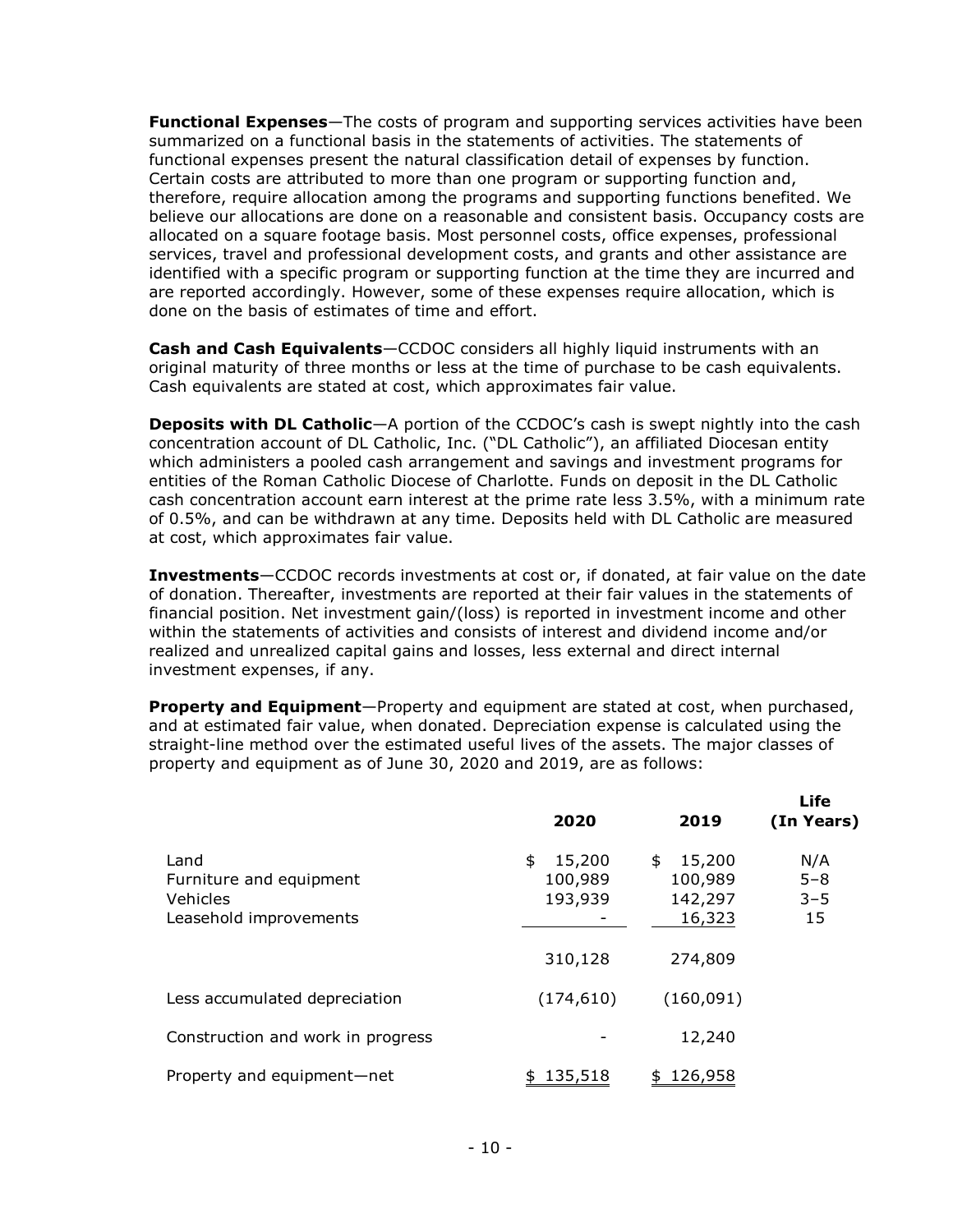**Functional Expenses**—The costs of program and supporting services activities have been summarized on a functional basis in the statements of activities. The statements of functional expenses present the natural classification detail of expenses by function. Certain costs are attributed to more than one program or supporting function and, therefore, require allocation among the programs and supporting functions benefited. We believe our allocations are done on a reasonable and consistent basis. Occupancy costs are allocated on a square footage basis. Most personnel costs, office expenses, professional services, travel and professional development costs, and grants and other assistance are identified with a specific program or supporting function at the time they are incurred and are reported accordingly. However, some of these expenses require allocation, which is done on the basis of estimates of time and effort.

**Cash and Cash Equivalents**—CCDOC considers all highly liquid instruments with an original maturity of three months or less at the time of purchase to be cash equivalents. Cash equivalents are stated at cost, which approximates fair value.

**Deposits with DL Catholic**—A portion of the CCDOC's cash is swept nightly into the cash concentration account of DL Catholic, Inc. ("DL Catholic"), an affiliated Diocesan entity which administers a pooled cash arrangement and savings and investment programs for entities of the Roman Catholic Diocese of Charlotte. Funds on deposit in the DL Catholic cash concentration account earn interest at the prime rate less 3.5%, with a minimum rate of 0.5%, and can be withdrawn at any time. Deposits held with DL Catholic are measured at cost, which approximates fair value.

**Investments**—CCDOC records investments at cost or, if donated, at fair value on the date of donation. Thereafter, investments are reported at their fair values in the statements of financial position. Net investment gain/(loss) is reported in investment income and other within the statements of activities and consists of interest and dividend income and/or realized and unrealized capital gains and losses, less external and direct internal investment expenses, if any.

**Property and Equipment**—Property and equipment are stated at cost, when purchased, and at estimated fair value, when donated. Depreciation expense is calculated using the straight-line method over the estimated useful lives of the assets. The major classes of property and equipment as of June 30, 2020 and 2019, are as follows:

| | 2020 | 2019 | Life (In Years) |
|---|---|---|---|
| Land | $ 15,200 | $ 15,200 | N/A |
| Furniture and equipment | 100,989 | 100,989 | 5–8 |
| Vehicles | 193,939 | 142,297 | 3–5 |
| Leasehold improvements | - | 16,323 | 15 |
| | 310,128 | 274,809 | |
| Less accumulated depreciation | (174,610) | (160,091) | |
| Construction and work in progress | - | 12,240 | |
| Property and equipment—net | $ 135,518 | $ 126,958 | |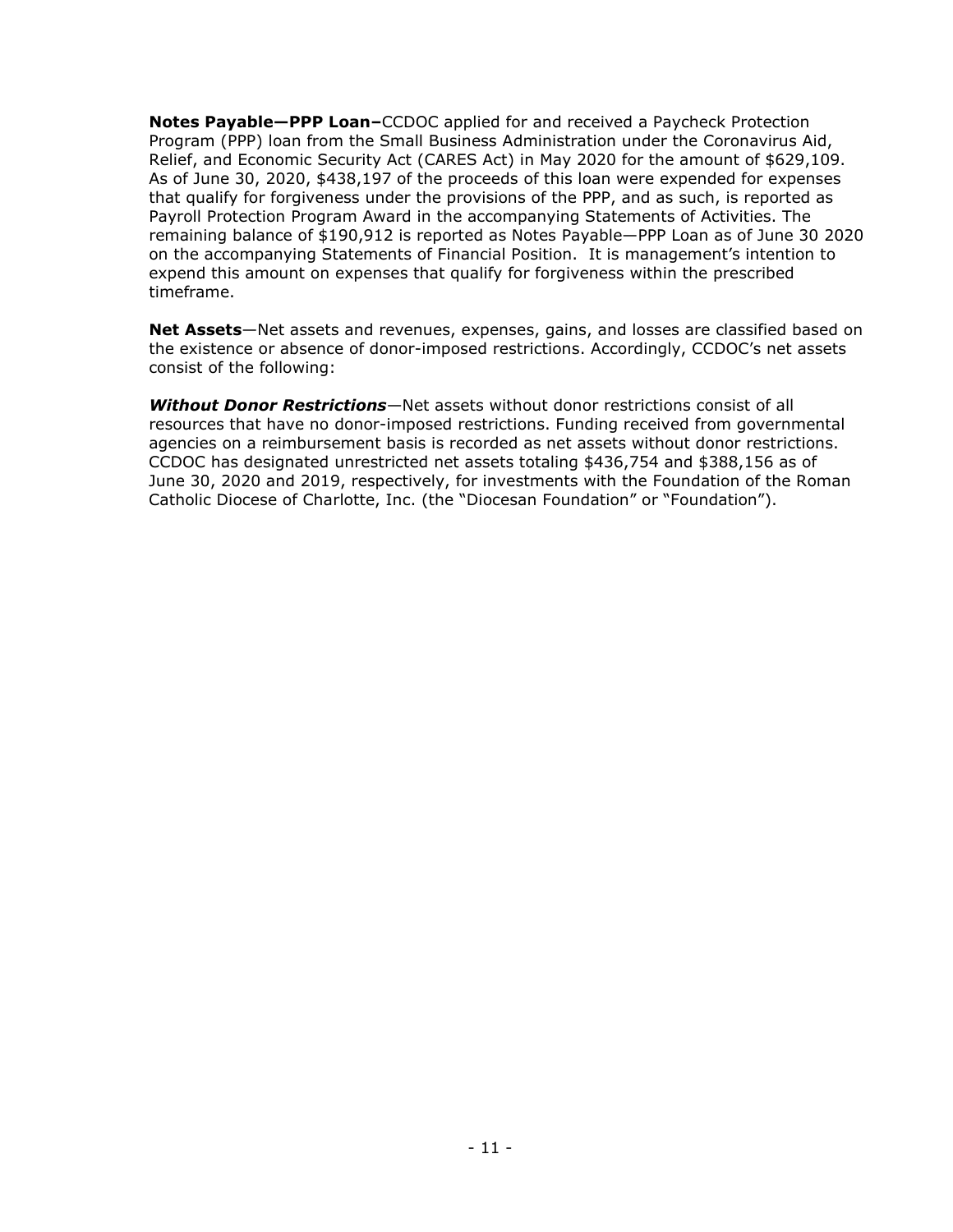**Notes Payable—PPP Loan–**CCDOC applied for and received a Paycheck Protection Program (PPP) loan from the Small Business Administration under the Coronavirus Aid, Relief, and Economic Security Act (CARES Act) in May 2020 for the amount of $629,109. As of June 30, 2020, $438,197 of the proceeds of this loan were expended for expenses that qualify for forgiveness under the provisions of the PPP, and as such, is reported as Payroll Protection Program Award in the accompanying Statements of Activities. The remaining balance of $190,912 is reported as Notes Payable—PPP Loan as of June 30 2020 on the accompanying Statements of Financial Position. It is management's intention to expend this amount on expenses that qualify for forgiveness within the prescribed timeframe.

**Net Assets**—Net assets and revenues, expenses, gains, and losses are classified based on the existence or absence of donor-imposed restrictions. Accordingly, CCDOC's net assets consist of the following:

***Without Donor Restrictions***—Net assets without donor restrictions consist of all resources that have no donor-imposed restrictions. Funding received from governmental agencies on a reimbursement basis is recorded as net assets without donor restrictions. CCDOC has designated unrestricted net assets totaling $436,754 and $388,156 as of June 30, 2020 and 2019, respectively, for investments with the Foundation of the Roman Catholic Diocese of Charlotte, Inc. (the "Diocesan Foundation" or "Foundation").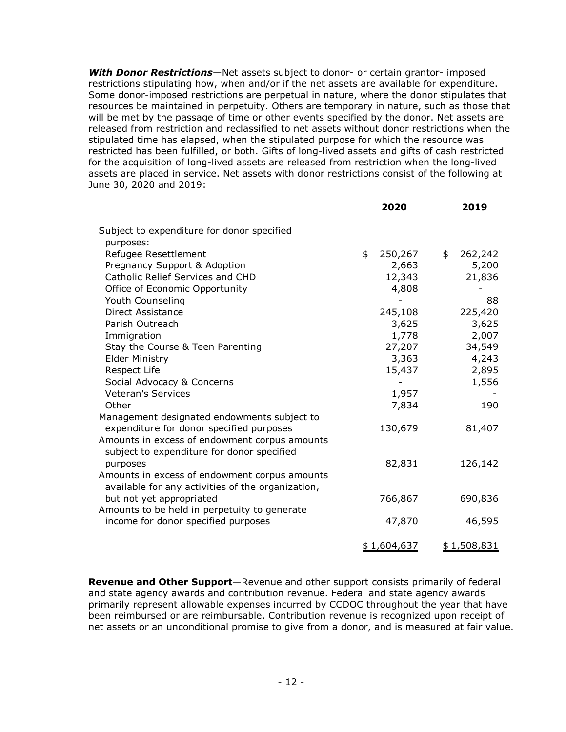***With Donor Restrictions***—Net assets subject to donor- or certain grantor- imposed restrictions stipulating how, when and/or if the net assets are available for expenditure. Some donor-imposed restrictions are perpetual in nature, where the donor stipulates that resources be maintained in perpetuity. Others are temporary in nature, such as those that will be met by the passage of time or other events specified by the donor. Net assets are released from restriction and reclassified to net assets without donor restrictions when the stipulated time has elapsed, when the stipulated purpose for which the resource was restricted has been fulfilled, or both. Gifts of long-lived assets and gifts of cash restricted for the acquisition of long-lived assets are released from restriction when the long-lived assets are placed in service. Net assets with donor restrictions consist of the following at June 30, 2020 and 2019:

| | 2020 | 2019 |
|---|---|---|
| Subject to expenditure for donor specified purposes: | | |
| Refugee Resettlement | $ 250,267 | $ 262,242 |
| Pregnancy Support & Adoption | 2,663 | 5,200 |
| Catholic Relief Services and CHD | 12,343 | 21,836 |
| Office of Economic Opportunity | 4,808 | - |
| Youth Counseling | - | 88 |
| Direct Assistance | 245,108 | 225,420 |
| Parish Outreach | 3,625 | 3,625 |
| Immigration | 1,778 | 2,007 |
| Stay the Course & Teen Parenting | 27,207 | 34,549 |
| Elder Ministry | 3,363 | 4,243 |
| Respect Life | 15,437 | 2,895 |
| Social Advocacy & Concerns | - | 1,556 |
| Veteran's Services | 1,957 | - |
| Other | 7,834 | 190 |
| Management designated endowments subject to expenditure for donor specified purposes | 130,679 | 81,407 |
| Amounts in excess of endowment corpus amounts subject to expenditure for donor specified purposes | 82,831 | 126,142 |
| Amounts in excess of endowment corpus amounts available for any activities of the organization, but not yet appropriated | 766,867 | 690,836 |
| Amounts to be held in perpetuity to generate income for donor specified purposes | 47,870 | 46,595 |
| | $ 1,604,637 | $ 1,508,831 |

**Revenue and Other Support**—Revenue and other support consists primarily of federal and state agency awards and contribution revenue. Federal and state agency awards primarily represent allowable expenses incurred by CCDOC throughout the year that have been reimbursed or are reimbursable. Contribution revenue is recognized upon receipt of net assets or an unconditional promise to give from a donor, and is measured at fair value.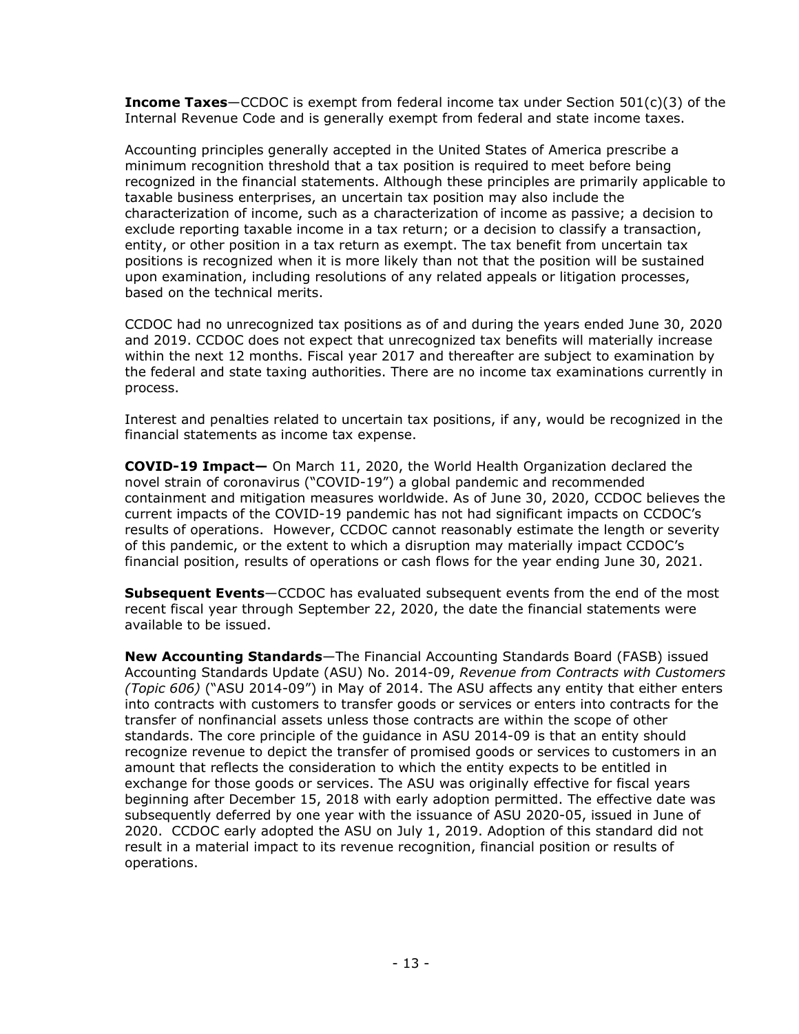**Income Taxes**—CCDOC is exempt from federal income tax under Section 501(c)(3) of the Internal Revenue Code and is generally exempt from federal and state income taxes.

Accounting principles generally accepted in the United States of America prescribe a minimum recognition threshold that a tax position is required to meet before being recognized in the financial statements. Although these principles are primarily applicable to taxable business enterprises, an uncertain tax position may also include the characterization of income, such as a characterization of income as passive; a decision to exclude reporting taxable income in a tax return; or a decision to classify a transaction, entity, or other position in a tax return as exempt. The tax benefit from uncertain tax positions is recognized when it is more likely than not that the position will be sustained upon examination, including resolutions of any related appeals or litigation processes, based on the technical merits.

CCDOC had no unrecognized tax positions as of and during the years ended June 30, 2020 and 2019. CCDOC does not expect that unrecognized tax benefits will materially increase within the next 12 months. Fiscal year 2017 and thereafter are subject to examination by the federal and state taxing authorities. There are no income tax examinations currently in process.

Interest and penalties related to uncertain tax positions, if any, would be recognized in the financial statements as income tax expense.

**COVID-19 Impact—** On March 11, 2020, the World Health Organization declared the novel strain of coronavirus ("COVID-19") a global pandemic and recommended containment and mitigation measures worldwide. As of June 30, 2020, CCDOC believes the current impacts of the COVID-19 pandemic has not had significant impacts on CCDOC's results of operations. However, CCDOC cannot reasonably estimate the length or severity of this pandemic, or the extent to which a disruption may materially impact CCDOC's financial position, results of operations or cash flows for the year ending June 30, 2021.

**Subsequent Events**—CCDOC has evaluated subsequent events from the end of the most recent fiscal year through September 22, 2020, the date the financial statements were available to be issued.

**New Accounting Standards**—The Financial Accounting Standards Board (FASB) issued Accounting Standards Update (ASU) No. 2014-09, *Revenue from Contracts with Customers (Topic 606)* ("ASU 2014-09") in May of 2014. The ASU affects any entity that either enters into contracts with customers to transfer goods or services or enters into contracts for the transfer of nonfinancial assets unless those contracts are within the scope of other standards. The core principle of the guidance in ASU 2014-09 is that an entity should recognize revenue to depict the transfer of promised goods or services to customers in an amount that reflects the consideration to which the entity expects to be entitled in exchange for those goods or services. The ASU was originally effective for fiscal years beginning after December 15, 2018 with early adoption permitted. The effective date was subsequently deferred by one year with the issuance of ASU 2020-05, issued in June of 2020. CCDOC early adopted the ASU on July 1, 2019. Adoption of this standard did not result in a material impact to its revenue recognition, financial position or results of operations.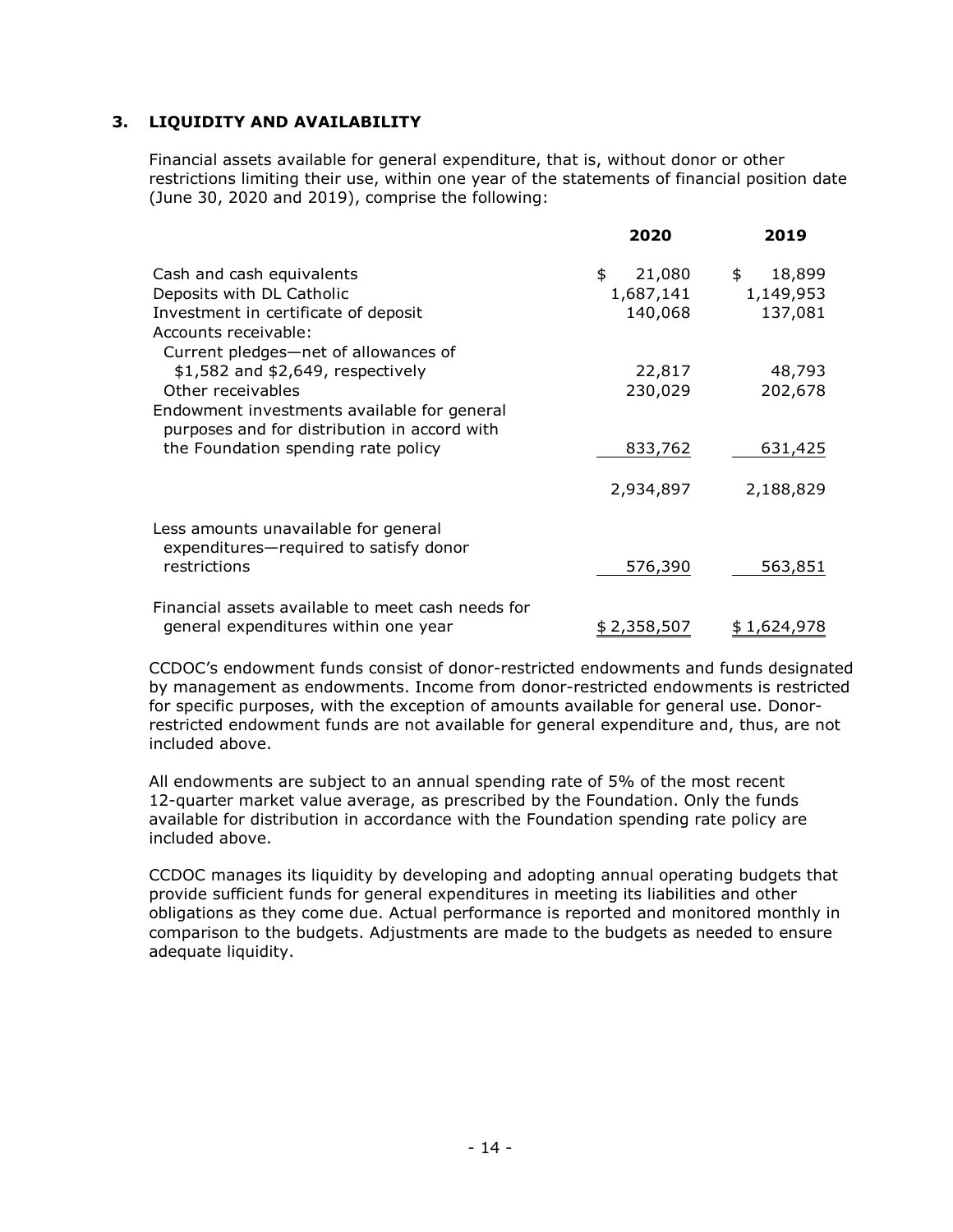## 3. LIQUIDITY AND AVAILABILITY

Financial assets available for general expenditure, that is, without donor or other restrictions limiting their use, within one year of the statements of financial position date (June 30, 2020 and 2019), comprise the following:

| | 2020 | 2019 |
|---|---|---|
| Cash and cash equivalents | $ 21,080 | $ 18,899 |
| Deposits with DL Catholic | 1,687,141 | 1,149,953 |
| Investment in certificate of deposit | 140,068 | 137,081 |
| Accounts receivable: | | |
| Current pledges—net of allowances of $1,582 and $2,649, respectively | 22,817 | 48,793 |
| Other receivables | 230,029 | 202,678 |
| Endowment investments available for general purposes and for distribution in accord with the Foundation spending rate policy | 833,762 | 631,425 |
| | 2,934,897 | 2,188,829 |
| Less amounts unavailable for general expenditures—required to satisfy donor restrictions | 576,390 | 563,851 |
| Financial assets available to meet cash needs for general expenditures within one year | $ 2,358,507 | $ 1,624,978 |

CCDOC's endowment funds consist of donor-restricted endowments and funds designated by management as endowments. Income from donor-restricted endowments is restricted for specific purposes, with the exception of amounts available for general use. Donor-restricted endowment funds are not available for general expenditure and, thus, are not included above.

All endowments are subject to an annual spending rate of 5% of the most recent 12-quarter market value average, as prescribed by the Foundation. Only the funds available for distribution in accordance with the Foundation spending rate policy are included above.

CCDOC manages its liquidity by developing and adopting annual operating budgets that provide sufficient funds for general expenditures in meeting its liabilities and other obligations as they come due. Actual performance is reported and monitored monthly in comparison to the budgets. Adjustments are made to the budgets as needed to ensure adequate liquidity.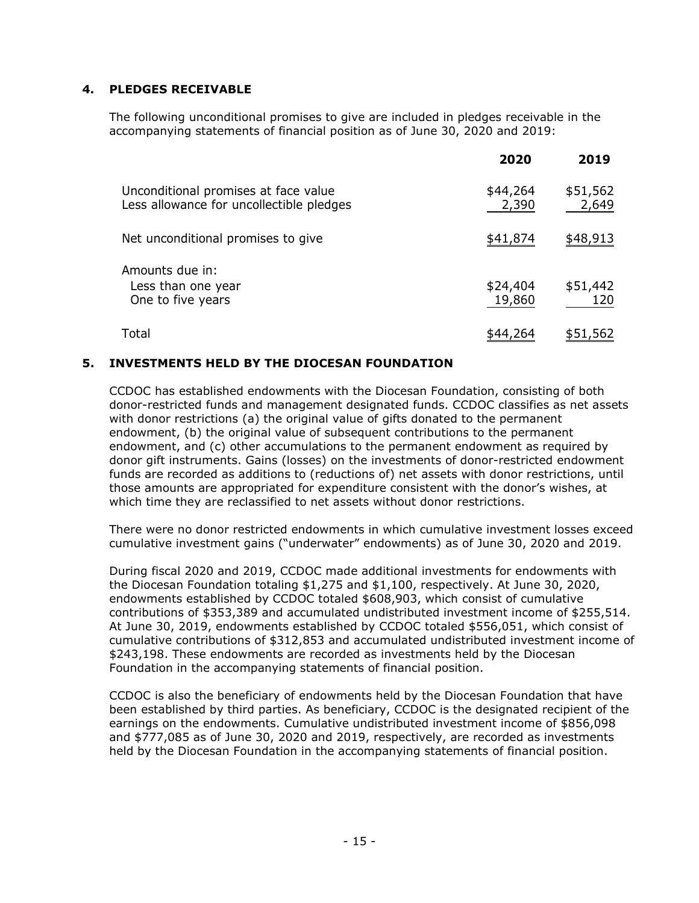## 4. PLEDGES RECEIVABLE

The following unconditional promises to give are included in pledges receivable in the accompanying statements of financial position as of June 30, 2020 and 2019:

| | 2020 | 2019 |
|---|---|---|
| Unconditional promises at face value | $44,264 | $51,562 |
| Less allowance for uncollectible pledges | 2,390 | 2,649 |
| Net unconditional promises to give | $41,874 | $48,913 |
| Amounts due in: | | |
| Less than one year | $24,404 | $51,442 |
| One to five years | 19,860 | 120 |
| Total | $44,264 | $51,562 |

## 5. INVESTMENTS HELD BY THE DIOCESAN FOUNDATION

CCDOC has established endowments with the Diocesan Foundation, consisting of both donor-restricted funds and management designated funds. CCDOC classifies as net assets with donor restrictions (a) the original value of gifts donated to the permanent endowment, (b) the original value of subsequent contributions to the permanent endowment, and (c) other accumulations to the permanent endowment as required by donor gift instruments. Gains (losses) on the investments of donor-restricted endowment funds are recorded as additions to (reductions of) net assets with donor restrictions, until those amounts are appropriated for expenditure consistent with the donor's wishes, at which time they are reclassified to net assets without donor restrictions.

There were no donor restricted endowments in which cumulative investment losses exceed cumulative investment gains ("underwater" endowments) as of June 30, 2020 and 2019.

During fiscal 2020 and 2019, CCDOC made additional investments for endowments with the Diocesan Foundation totaling $1,275 and $1,100, respectively. At June 30, 2020, endowments established by CCDOC totaled $608,903, which consist of cumulative contributions of $353,389 and accumulated undistributed investment income of $255,514. At June 30, 2019, endowments established by CCDOC totaled $556,051, which consist of cumulative contributions of $312,853 and accumulated undistributed investment income of $243,198. These endowments are recorded as investments held by the Diocesan Foundation in the accompanying statements of financial position.

CCDOC is also the beneficiary of endowments held by the Diocesan Foundation that have been established by third parties. As beneficiary, CCDOC is the designated recipient of the earnings on the endowments. Cumulative undistributed investment income of $856,098 and $777,085 as of June 30, 2020 and 2019, respectively, are recorded as investments held by the Diocesan Foundation in the accompanying statements of financial position.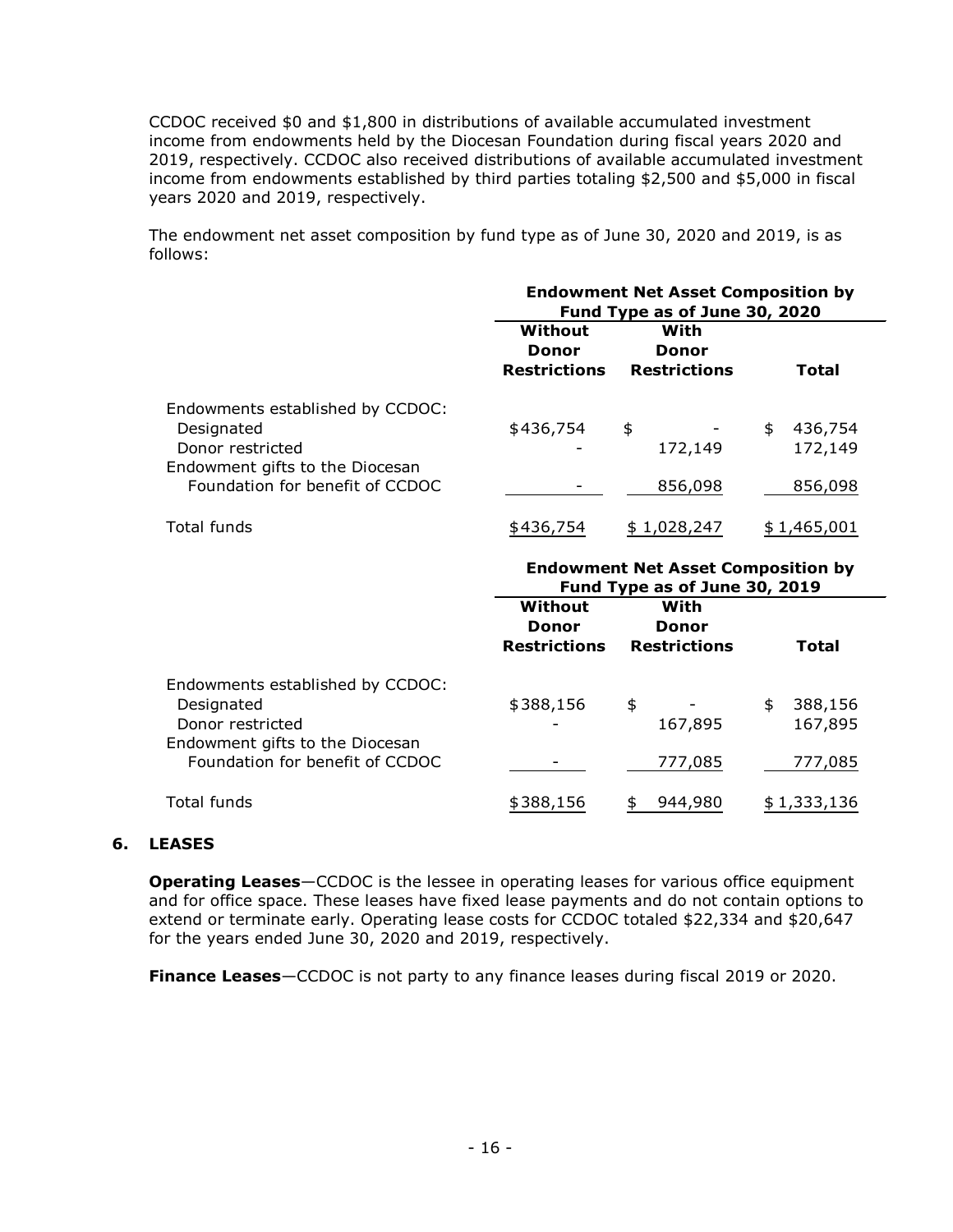CCDOC received $0 and $1,800 in distributions of available accumulated investment income from endowments held by the Diocesan Foundation during fiscal years 2020 and 2019, respectively. CCDOC also received distributions of available accumulated investment income from endowments established by third parties totaling $2,500 and $5,000 in fiscal years 2020 and 2019, respectively.

The endowment net asset composition by fund type as of June 30, 2020 and 2019, is as follows:

| | Endowment Net Asset Composition by Fund Type as of June 30, 2020 | | |
|---|---|---|---|
| | **Without Donor Restrictions** | **With Donor Restrictions** | **Total** |
| Endowments established by CCDOC: | | | |
| Designated | $436,754 | $ - | $ 436,754 |
| Donor restricted | - | 172,149 | 172,149 |
| Endowment gifts to the Diocesan Foundation for benefit of CCDOC | - | 856,098 | 856,098 |
| Total funds | $436,754 | $ 1,028,247 | $ 1,465,001 |

| | Endowment Net Asset Composition by Fund Type as of June 30, 2019 | | |
|---|---|---|---|
| | **Without Donor Restrictions** | **With Donor Restrictions** | **Total** |
| Endowments established by CCDOC: | | | |
| Designated | $388,156 | $ - | $ 388,156 |
| Donor restricted | - | 167,895 | 167,895 |
| Endowment gifts to the Diocesan Foundation for benefit of CCDOC | - | 777,085 | 777,085 |
| Total funds | $388,156 | $ 944,980 | $ 1,333,136 |

## 6. LEASES

**Operating Leases**—CCDOC is the lessee in operating leases for various office equipment and for office space. These leases have fixed lease payments and do not contain options to extend or terminate early. Operating lease costs for CCDOC totaled $22,334 and $20,647 for the years ended June 30, 2020 and 2019, respectively.

**Finance Leases**—CCDOC is not party to any finance leases during fiscal 2019 or 2020.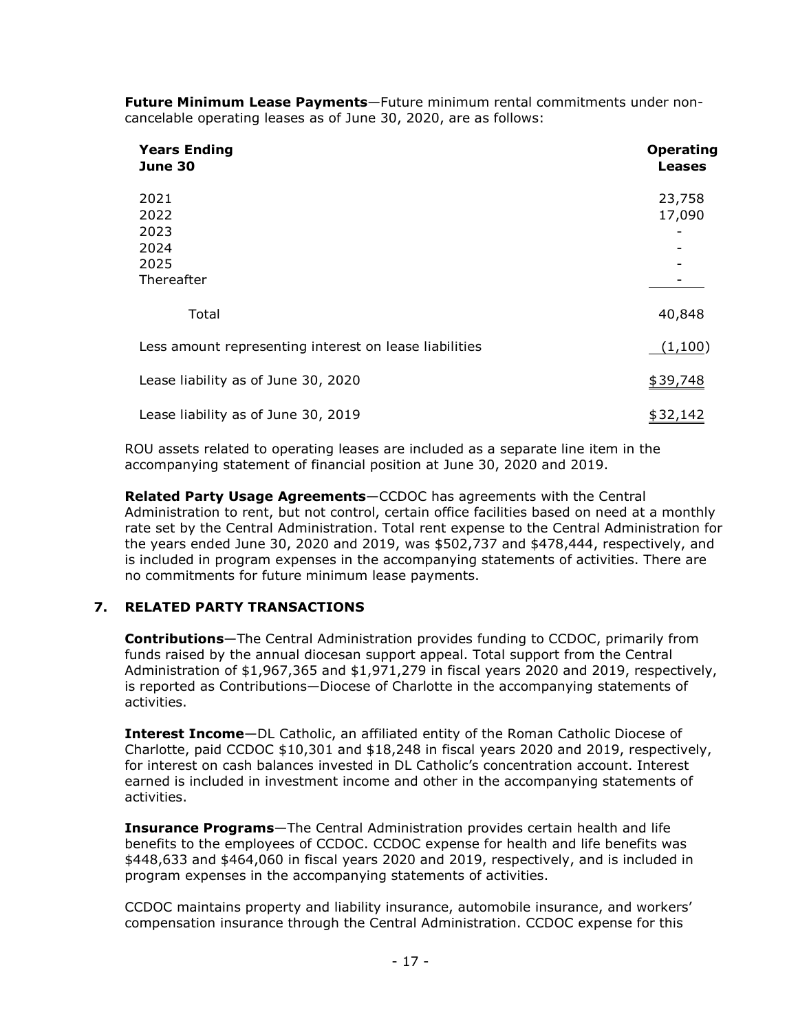**Future Minimum Lease Payments**—Future minimum rental commitments under non-cancelable operating leases as of June 30, 2020, are as follows:

| Years Ending June 30 | Operating Leases |
|---|---|
| 2021 | 23,758 |
| 2022 | 17,090 |
| 2023 | - |
| 2024 | - |
| 2025 | - |
| Thereafter | - |
| Total | 40,848 |
| Less amount representing interest on lease liabilities | (1,100) |
| Lease liability as of June 30, 2020 | $39,748 |
| Lease liability as of June 30, 2019 | $32,142 |

ROU assets related to operating leases are included as a separate line item in the accompanying statement of financial position at June 30, 2020 and 2019.

**Related Party Usage Agreements**—CCDOC has agreements with the Central Administration to rent, but not control, certain office facilities based on need at a monthly rate set by the Central Administration. Total rent expense to the Central Administration for the years ended June 30, 2020 and 2019, was $502,737 and $478,444, respectively, and is included in program expenses in the accompanying statements of activities. There are no commitments for future minimum lease payments.

## 7. RELATED PARTY TRANSACTIONS

**Contributions**—The Central Administration provides funding to CCDOC, primarily from funds raised by the annual diocesan support appeal. Total support from the Central Administration of $1,967,365 and $1,971,279 in fiscal years 2020 and 2019, respectively, is reported as Contributions—Diocese of Charlotte in the accompanying statements of activities.

**Interest Income**—DL Catholic, an affiliated entity of the Roman Catholic Diocese of Charlotte, paid CCDOC $10,301 and $18,248 in fiscal years 2020 and 2019, respectively, for interest on cash balances invested in DL Catholic's concentration account. Interest earned is included in investment income and other in the accompanying statements of activities.

**Insurance Programs**—The Central Administration provides certain health and life benefits to the employees of CCDOC. CCDOC expense for health and life benefits was $448,633 and $464,060 in fiscal years 2020 and 2019, respectively, and is included in program expenses in the accompanying statements of activities.

CCDOC maintains property and liability insurance, automobile insurance, and workers' compensation insurance through the Central Administration. CCDOC expense for this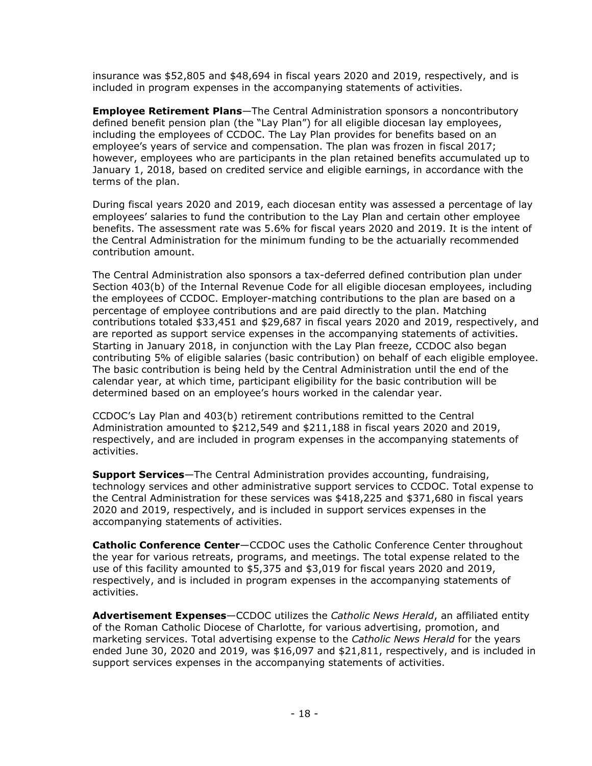insurance was $52,805 and $48,694 in fiscal years 2020 and 2019, respectively, and is included in program expenses in the accompanying statements of activities.

**Employee Retirement Plans**—The Central Administration sponsors a noncontributory defined benefit pension plan (the "Lay Plan") for all eligible diocesan lay employees, including the employees of CCDOC. The Lay Plan provides for benefits based on an employee's years of service and compensation. The plan was frozen in fiscal 2017; however, employees who are participants in the plan retained benefits accumulated up to January 1, 2018, based on credited service and eligible earnings, in accordance with the terms of the plan.

During fiscal years 2020 and 2019, each diocesan entity was assessed a percentage of lay employees' salaries to fund the contribution to the Lay Plan and certain other employee benefits. The assessment rate was 5.6% for fiscal years 2020 and 2019. It is the intent of the Central Administration for the minimum funding to be the actuarially recommended contribution amount.

The Central Administration also sponsors a tax-deferred defined contribution plan under Section 403(b) of the Internal Revenue Code for all eligible diocesan employees, including the employees of CCDOC. Employer-matching contributions to the plan are based on a percentage of employee contributions and are paid directly to the plan. Matching contributions totaled $33,451 and $29,687 in fiscal years 2020 and 2019, respectively, and are reported as support service expenses in the accompanying statements of activities. Starting in January 2018, in conjunction with the Lay Plan freeze, CCDOC also began contributing 5% of eligible salaries (basic contribution) on behalf of each eligible employee. The basic contribution is being held by the Central Administration until the end of the calendar year, at which time, participant eligibility for the basic contribution will be determined based on an employee's hours worked in the calendar year.

CCDOC's Lay Plan and 403(b) retirement contributions remitted to the Central Administration amounted to $212,549 and $211,188 in fiscal years 2020 and 2019, respectively, and are included in program expenses in the accompanying statements of activities.

**Support Services**—The Central Administration provides accounting, fundraising, technology services and other administrative support services to CCDOC. Total expense to the Central Administration for these services was $418,225 and $371,680 in fiscal years 2020 and 2019, respectively, and is included in support services expenses in the accompanying statements of activities.

**Catholic Conference Center**—CCDOC uses the Catholic Conference Center throughout the year for various retreats, programs, and meetings. The total expense related to the use of this facility amounted to $5,375 and $3,019 for fiscal years 2020 and 2019, respectively, and is included in program expenses in the accompanying statements of activities.

**Advertisement Expenses**—CCDOC utilizes the *Catholic News Herald*, an affiliated entity of the Roman Catholic Diocese of Charlotte, for various advertising, promotion, and marketing services. Total advertising expense to the *Catholic News Herald* for the years ended June 30, 2020 and 2019, was $16,097 and $21,811, respectively, and is included in support services expenses in the accompanying statements of activities.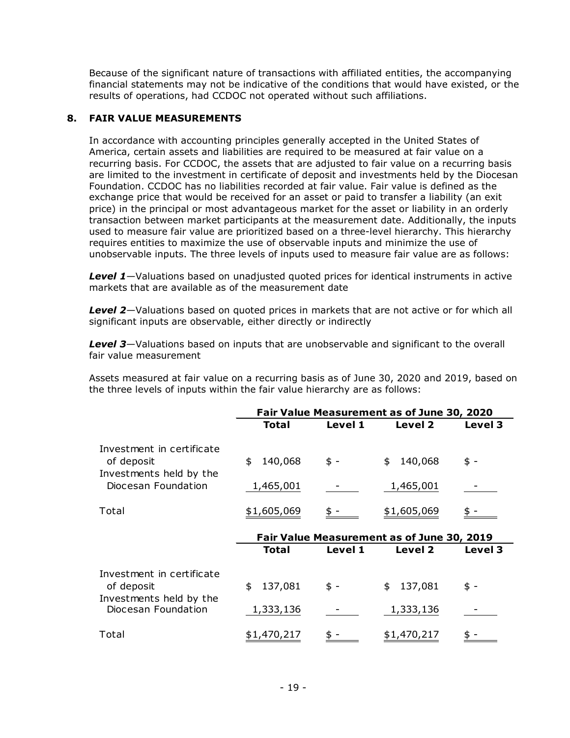Because of the significant nature of transactions with affiliated entities, the accompanying financial statements may not be indicative of the conditions that would have existed, or the results of operations, had CCDOC not operated without such affiliations.

## 8. FAIR VALUE MEASUREMENTS

In accordance with accounting principles generally accepted in the United States of America, certain assets and liabilities are required to be measured at fair value on a recurring basis. For CCDOC, the assets that are adjusted to fair value on a recurring basis are limited to the investment in certificate of deposit and investments held by the Diocesan Foundation. CCDOC has no liabilities recorded at fair value. Fair value is defined as the exchange price that would be received for an asset or paid to transfer a liability (an exit price) in the principal or most advantageous market for the asset or liability in an orderly transaction between market participants at the measurement date. Additionally, the inputs used to measure fair value are prioritized based on a three-level hierarchy. This hierarchy requires entities to maximize the use of observable inputs and minimize the use of unobservable inputs. The three levels of inputs used to measure fair value are as follows:

***Level 1***—Valuations based on unadjusted quoted prices for identical instruments in active markets that are available as of the measurement date

***Level 2***—Valuations based on quoted prices in markets that are not active or for which all significant inputs are observable, either directly or indirectly

***Level 3***—Valuations based on inputs that are unobservable and significant to the overall fair value measurement

Assets measured at fair value on a recurring basis as of June 30, 2020 and 2019, based on the three levels of inputs within the fair value hierarchy are as follows:

| | **Fair Value Measurement as of June 30, 2020** | | | |
|---|---|---|---|---|
| | **Total** | **Level 1** | **Level 2** | **Level 3** |
| Investment in certificate of deposit | $ 140,068 | $ - | $ 140,068 | $ - |
| Investments held by the Diocesan Foundation | 1,465,001 | - | 1,465,001 | - |
| Total | $1,605,069 | $ - | $1,605,069 | $ - |

| | **Fair Value Measurement as of June 30, 2019** | | | |
|---|---|---|---|---|
| | **Total** | **Level 1** | **Level 2** | **Level 3** |
| Investment in certificate of deposit | $ 137,081 | $ - | $ 137,081 | $ - |
| Investments held by the Diocesan Foundation | 1,333,136 | - | 1,333,136 | - |
| Total | $1,470,217 | $ - | $1,470,217 | $ - |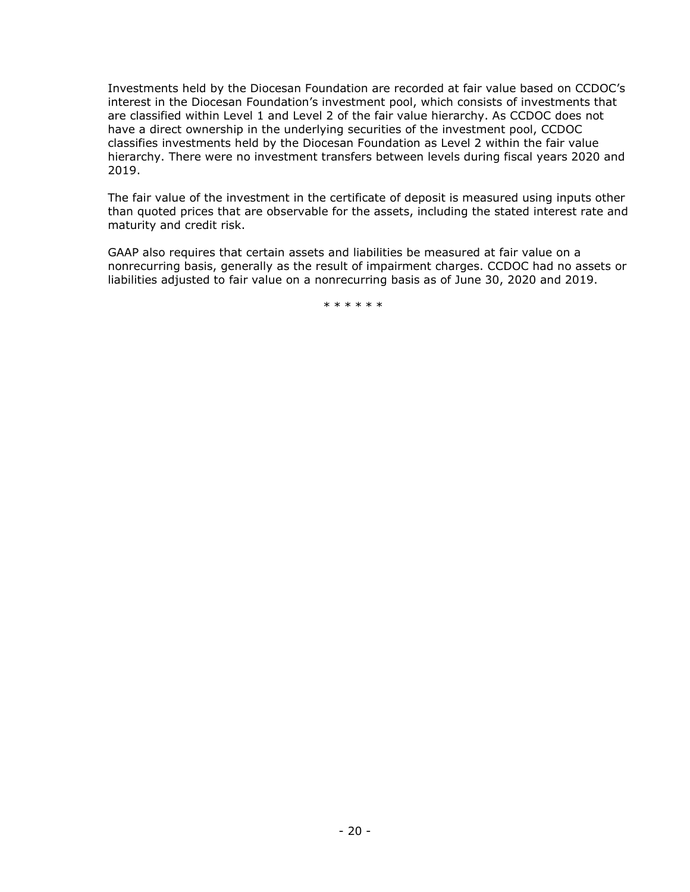Investments held by the Diocesan Foundation are recorded at fair value based on CCDOC's interest in the Diocesan Foundation's investment pool, which consists of investments that are classified within Level 1 and Level 2 of the fair value hierarchy. As CCDOC does not have a direct ownership in the underlying securities of the investment pool, CCDOC classifies investments held by the Diocesan Foundation as Level 2 within the fair value hierarchy. There were no investment transfers between levels during fiscal years 2020 and 2019.

The fair value of the investment in the certificate of deposit is measured using inputs other than quoted prices that are observable for the assets, including the stated interest rate and maturity and credit risk.

GAAP also requires that certain assets and liabilities be measured at fair value on a nonrecurring basis, generally as the result of impairment charges. CCDOC had no assets or liabilities adjusted to fair value on a nonrecurring basis as of June 30, 2020 and 2019.

* * * * * *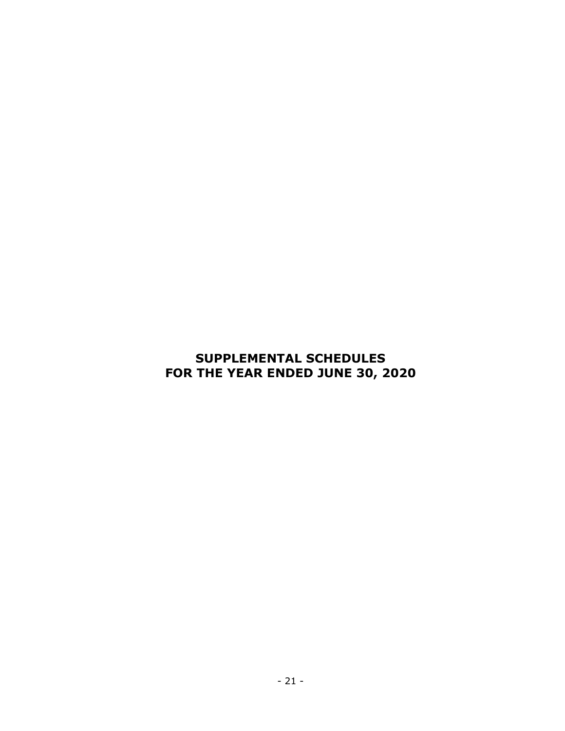# SUPPLEMENTAL SCHEDULES
# FOR THE YEAR ENDED JUNE 30, 2020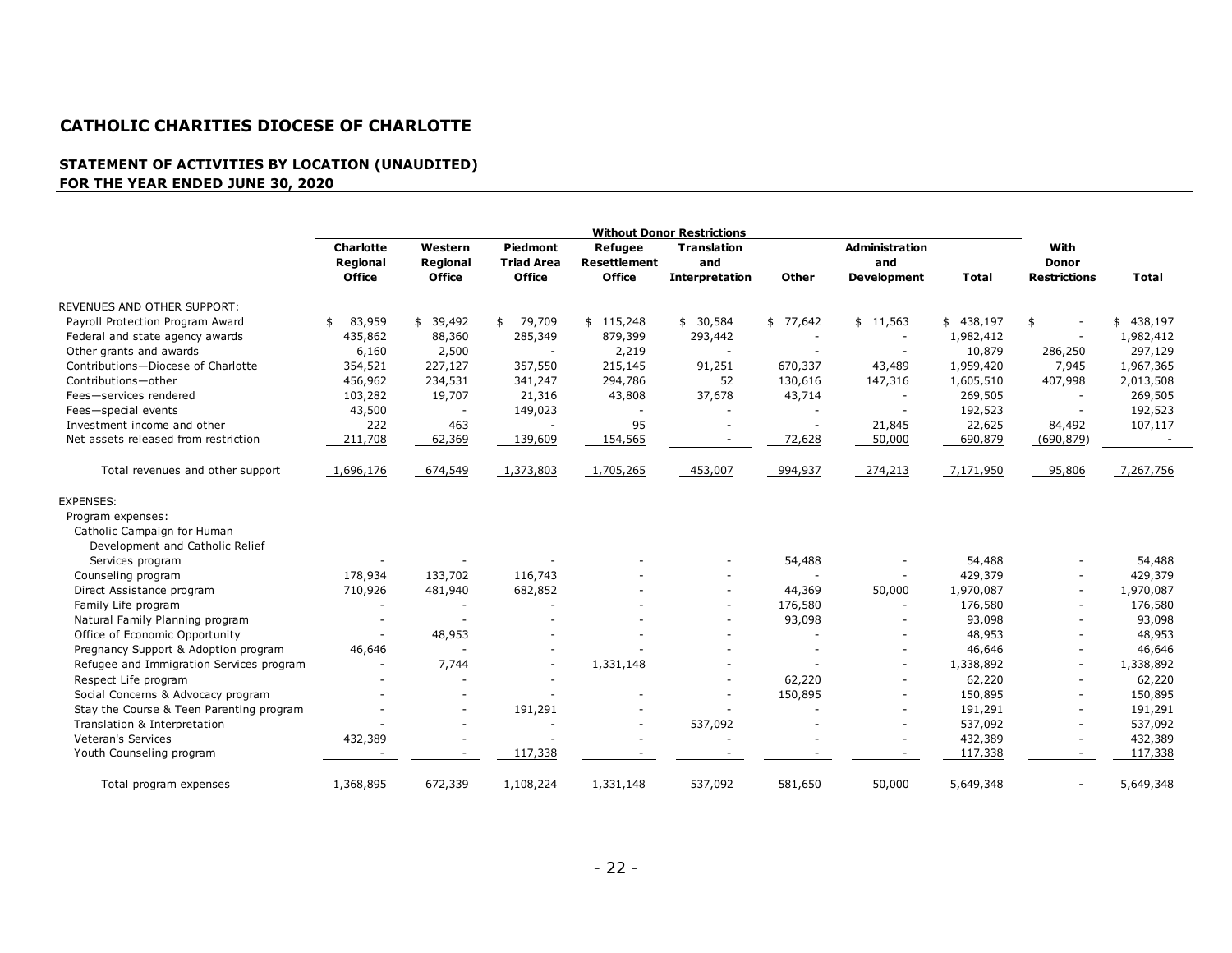# CATHOLIC CHARITIES DIOCESE OF CHARLOTTE

## STATEMENT OF ACTIVITIES BY LOCATION (UNAUDITED)
## FOR THE YEAR ENDED JUNE 30, 2020

| | Without Donor Restrictions | | | | | | | | | |
|---|---|---|---|---|---|---|---|---|---|---|
| | Charlotte Regional Office | Western Regional Office | Piedmont Triad Area Office | Refugee Resettlement Office | Translation and Interpretation | Other | Administration and Development | Total | With Donor Restrictions | Total |
| REVENUES AND OTHER SUPPORT: | | | | | | | | | | |
| Payroll Protection Program Award | $ 83,959 | $ 39,492 | $ 79,709 | $ 115,248 | $ 30,584 | $ 77,642 | $ 11,563 | $ 438,197 | $ - | $ 438,197 |
| Federal and state agency awards | 435,862 | 88,360 | 285,349 | 879,399 | 293,442 | - | - | 1,982,412 | - | 1,982,412 |
| Other grants and awards | 6,160 | 2,500 | - | 2,219 | - | - | - | 10,879 | 286,250 | 297,129 |
| Contributions—Diocese of Charlotte | 354,521 | 227,127 | 357,550 | 215,145 | 91,251 | 670,337 | 43,489 | 1,959,420 | 7,945 | 1,967,365 |
| Contributions—other | 456,962 | 234,531 | 341,247 | 294,786 | 52 | 130,616 | 147,316 | 1,605,510 | 407,998 | 2,013,508 |
| Fees—services rendered | 103,282 | 19,707 | 21,316 | 43,808 | 37,678 | 43,714 | - | 269,505 | - | 269,505 |
| Fees—special events | 43,500 | - | 149,023 | - | - | - | - | 192,523 | - | 192,523 |
| Investment income and other | 222 | 463 | - | 95 | - | - | 21,845 | 22,625 | 84,492 | 107,117 |
| Net assets released from restriction | 211,708 | 62,369 | 139,609 | 154,565 | - | 72,628 | 50,000 | 690,879 | (690,879) | - |
| Total revenues and other support | 1,696,176 | 674,549 | 1,373,803 | 1,705,265 | 453,007 | 994,937 | 274,213 | 7,171,950 | 95,806 | 7,267,756 |
| EXPENSES: | | | | | | | | | | |
| Program expenses: | | | | | | | | | | |
| Catholic Campaign for Human Development and Catholic Relief Services program | - | - | - | - | - | 54,488 | - | 54,488 | - | 54,488 |
| Counseling program | 178,934 | 133,702 | 116,743 | - | - | - | - | 429,379 | - | 429,379 |
| Direct Assistance program | 710,926 | 481,940 | 682,852 | - | - | 44,369 | 50,000 | 1,970,087 | - | 1,970,087 |
| Family Life program | - | - | - | - | - | 176,580 | - | 176,580 | - | 176,580 |
| Natural Family Planning program | - | - | - | - | - | 93,098 | - | 93,098 | - | 93,098 |
| Office of Economic Opportunity | - | 48,953 | - | - | - | - | - | 48,953 | - | 48,953 |
| Pregnancy Support & Adoption program | 46,646 | - | - | - | - | - | - | 46,646 | - | 46,646 |
| Refugee and Immigration Services program | - | 7,744 | - | 1,331,148 | - | - | - | 1,338,892 | - | 1,338,892 |
| Respect Life program | - | - | - | - | - | 62,220 | - | 62,220 | - | 62,220 |
| Social Concerns & Advocacy program | - | - | - | - | - | 150,895 | - | 150,895 | - | 150,895 |
| Stay the Course & Teen Parenting program | - | - | 191,291 | - | - | - | - | 191,291 | - | 191,291 |
| Translation & Interpretation | - | - | - | - | 537,092 | - | - | 537,092 | - | 537,092 |
| Veteran's Services | 432,389 | - | - | - | - | - | - | 432,389 | - | 432,389 |
| Youth Counseling program | - | - | 117,338 | - | - | - | - | 117,338 | - | 117,338 |
| Total program expenses | 1,368,895 | 672,339 | 1,108,224 | 1,331,148 | 537,092 | 581,650 | 50,000 | 5,649,348 | - | 5,649,348 |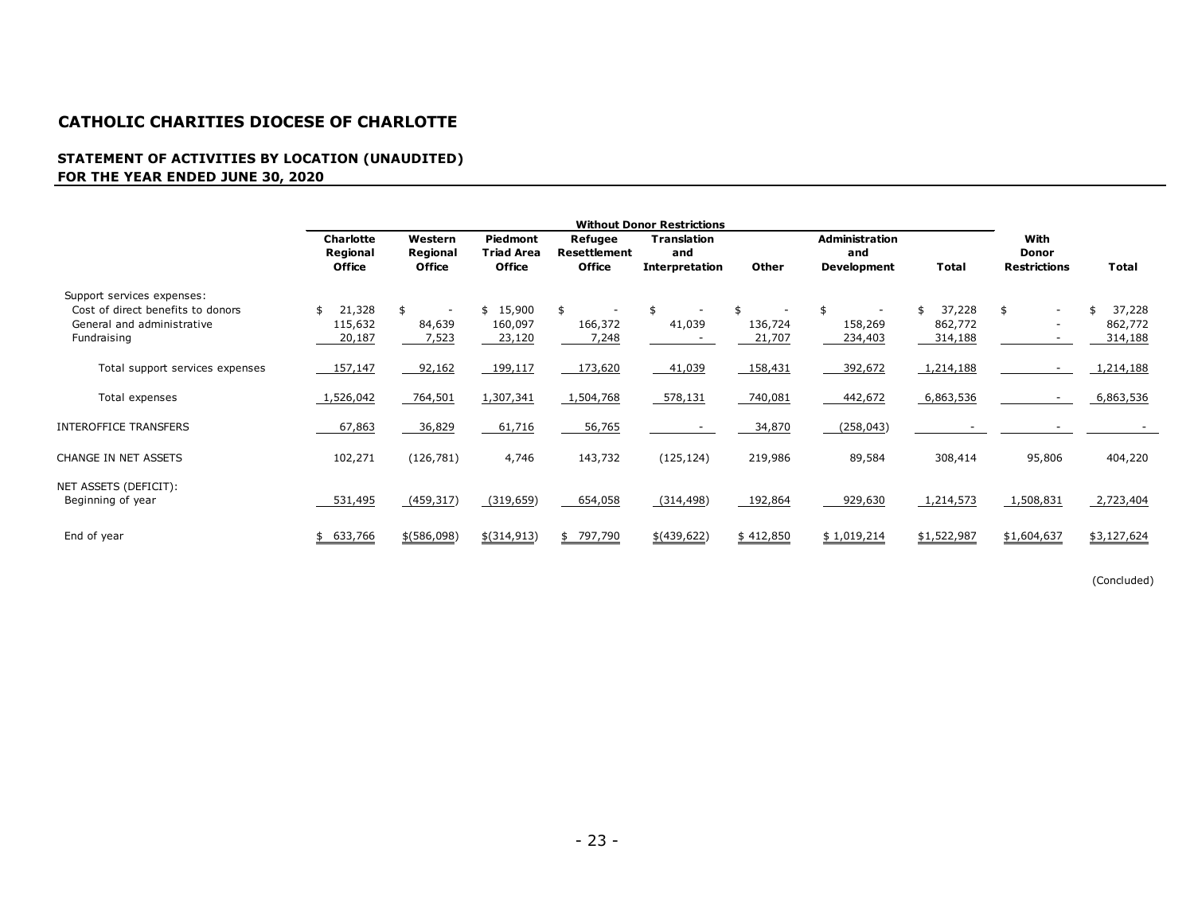# CATHOLIC CHARITIES DIOCESE OF CHARLOTTE

## STATEMENT OF ACTIVITIES BY LOCATION (UNAUDITED)
## FOR THE YEAR ENDED JUNE 30, 2020

| | Without Donor Restrictions | | | | | | | | | |
|---|---|---|---|---|---|---|---|---|---|---|
| | Charlotte Regional Office | Western Regional Office | Piedmont Triad Area Office | Refugee Resettlement Office | Translation and Interpretation | Other | Administration and Development | Total | With Donor Restrictions | Total |
| Support services expenses: | | | | | | | | | | |
| Cost of direct benefits to donors | $ 21,328 | $ - | $ 15,900 | $ - | $ - | $ - | $ - | $ 37,228 | $ - | $ 37,228 |
| General and administrative | 115,632 | 84,639 | 160,097 | 166,372 | 41,039 | 136,724 | 158,269 | 862,772 | - | 862,772 |
| Fundraising | 20,187 | 7,523 | 23,120 | 7,248 | - | 21,707 | 234,403 | 314,188 | - | 314,188 |
| Total support services expenses | 157,147 | 92,162 | 199,117 | 173,620 | 41,039 | 158,431 | 392,672 | 1,214,188 | - | 1,214,188 |
| Total expenses | 1,526,042 | 764,501 | 1,307,341 | 1,504,768 | 578,131 | 740,081 | 442,672 | 6,863,536 | - | 6,863,536 |
| INTEROFFICE TRANSFERS | 67,863 | 36,829 | 61,716 | 56,765 | - | 34,870 | (258,043) | - | - | - |
| CHANGE IN NET ASSETS | 102,271 | (126,781) | 4,746 | 143,732 | (125,124) | 219,986 | 89,584 | 308,414 | 95,806 | 404,220 |
| NET ASSETS (DEFICIT): | | | | | | | | | | |
| Beginning of year | 531,495 | (459,317) | (319,659) | 654,058 | (314,498) | 192,864 | 929,630 | 1,214,573 | 1,508,831 | 2,723,404 |
| End of year | $ 633,766 | $(586,098) | $(314,913) | $ 797,790 | $(439,622) | $ 412,850 | $ 1,019,214 | $1,522,987 | $1,604,637 | $3,127,624 |

(Concluded)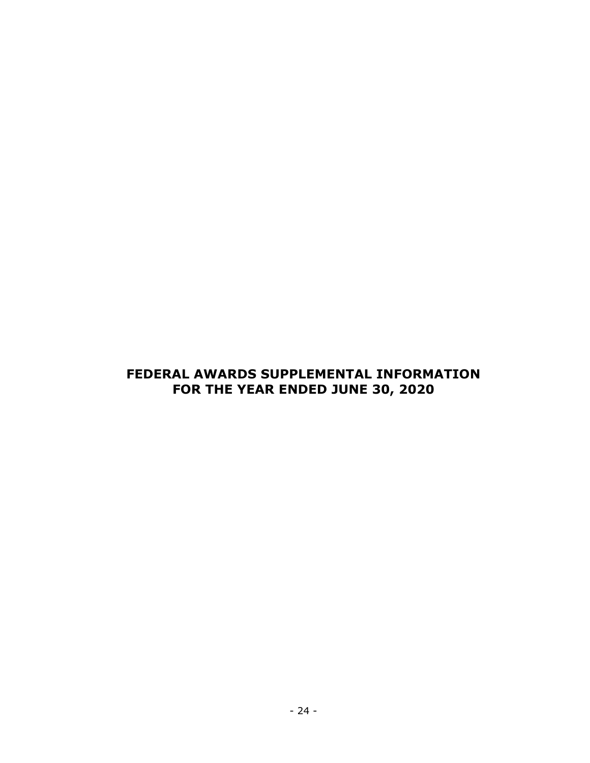# FEDERAL AWARDS SUPPLEMENTAL INFORMATION
# FOR THE YEAR ENDED JUNE 30, 2020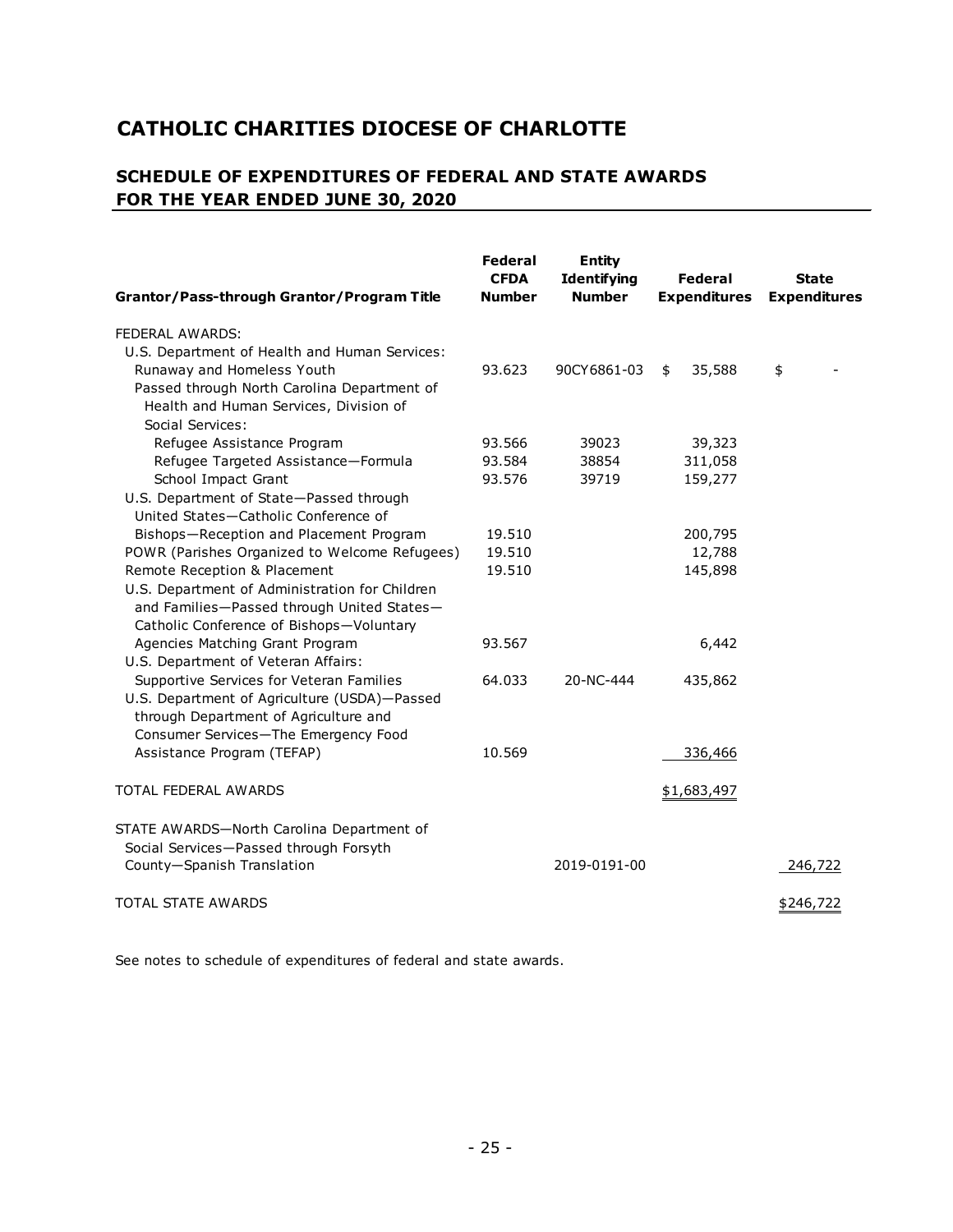# CATHOLIC CHARITIES DIOCESE OF CHARLOTTE

## SCHEDULE OF EXPENDITURES OF FEDERAL AND STATE AWARDS FOR THE YEAR ENDED JUNE 30, 2020

| Grantor/Pass-through Grantor/Program Title | Federal CFDA Number | Entity Identifying Number | Federal Expenditures | State Expenditures |
|---|---|---|---|---|
| FEDERAL AWARDS: | | | | |
| U.S. Department of Health and Human Services: | | | | |
| Runaway and Homeless Youth | 93.623 | 90CY6861-03 | $ 35,588 | $ - |
| Passed through North Carolina Department of Health and Human Services, Division of Social Services: | | | | |
| Refugee Assistance Program | 93.566 | 39023 | 39,323 | |
| Refugee Targeted Assistance—Formula | 93.584 | 38854 | 311,058 | |
| School Impact Grant | 93.576 | 39719 | 159,277 | |
| U.S. Department of State—Passed through United States—Catholic Conference of Bishops—Reception and Placement Program | 19.510 | | 200,795 | |
| POWR (Parishes Organized to Welcome Refugees) | 19.510 | | 12,788 | |
| Remote Reception & Placement | 19.510 | | 145,898 | |
| U.S. Department of Administration for Children and Families—Passed through United States—Catholic Conference of Bishops—Voluntary Agencies Matching Grant Program | 93.567 | | 6,442 | |
| U.S. Department of Veteran Affairs: | | | | |
| Supportive Services for Veteran Families | 64.033 | 20-NC-444 | 435,862 | |
| U.S. Department of Agriculture (USDA)—Passed through Department of Agriculture and Consumer Services—The Emergency Food Assistance Program (TEFAP) | 10.569 | | 336,466 | |
| TOTAL FEDERAL AWARDS | | | $1,683,497 | |
| STATE AWARDS—North Carolina Department of Social Services—Passed through Forsyth County—Spanish Translation | | 2019-0191-00 | | 246,722 |
| TOTAL STATE AWARDS | | | | $246,722 |

See notes to schedule of expenditures of federal and state awards.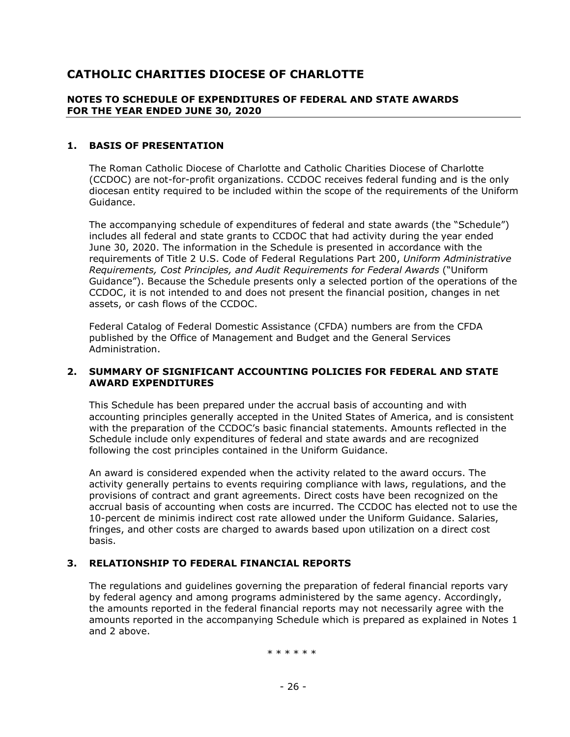# CATHOLIC CHARITIES DIOCESE OF CHARLOTTE

## NOTES TO SCHEDULE OF EXPENDITURES OF FEDERAL AND STATE AWARDS FOR THE YEAR ENDED JUNE 30, 2020

### 1. BASIS OF PRESENTATION

The Roman Catholic Diocese of Charlotte and Catholic Charities Diocese of Charlotte (CCDOC) are not-for-profit organizations. CCDOC receives federal funding and is the only diocesan entity required to be included within the scope of the requirements of the Uniform Guidance.

The accompanying schedule of expenditures of federal and state awards (the "Schedule") includes all federal and state grants to CCDOC that had activity during the year ended June 30, 2020. The information in the Schedule is presented in accordance with the requirements of Title 2 U.S. Code of Federal Regulations Part 200, *Uniform Administrative Requirements, Cost Principles, and Audit Requirements for Federal Awards* ("Uniform Guidance"). Because the Schedule presents only a selected portion of the operations of the CCDOC, it is not intended to and does not present the financial position, changes in net assets, or cash flows of the CCDOC.

Federal Catalog of Federal Domestic Assistance (CFDA) numbers are from the CFDA published by the Office of Management and Budget and the General Services Administration.

### 2. SUMMARY OF SIGNIFICANT ACCOUNTING POLICIES FOR FEDERAL AND STATE AWARD EXPENDITURES

This Schedule has been prepared under the accrual basis of accounting and with accounting principles generally accepted in the United States of America, and is consistent with the preparation of the CCDOC's basic financial statements. Amounts reflected in the Schedule include only expenditures of federal and state awards and are recognized following the cost principles contained in the Uniform Guidance.

An award is considered expended when the activity related to the award occurs. The activity generally pertains to events requiring compliance with laws, regulations, and the provisions of contract and grant agreements. Direct costs have been recognized on the accrual basis of accounting when costs are incurred. The CCDOC has elected not to use the 10-percent de minimis indirect cost rate allowed under the Uniform Guidance. Salaries, fringes, and other costs are charged to awards based upon utilization on a direct cost basis.

### 3. RELATIONSHIP TO FEDERAL FINANCIAL REPORTS

The regulations and guidelines governing the preparation of federal financial reports vary by federal agency and among programs administered by the same agency. Accordingly, the amounts reported in the federal financial reports may not necessarily agree with the amounts reported in the accompanying Schedule which is prepared as explained in Notes 1 and 2 above.

* * * * * *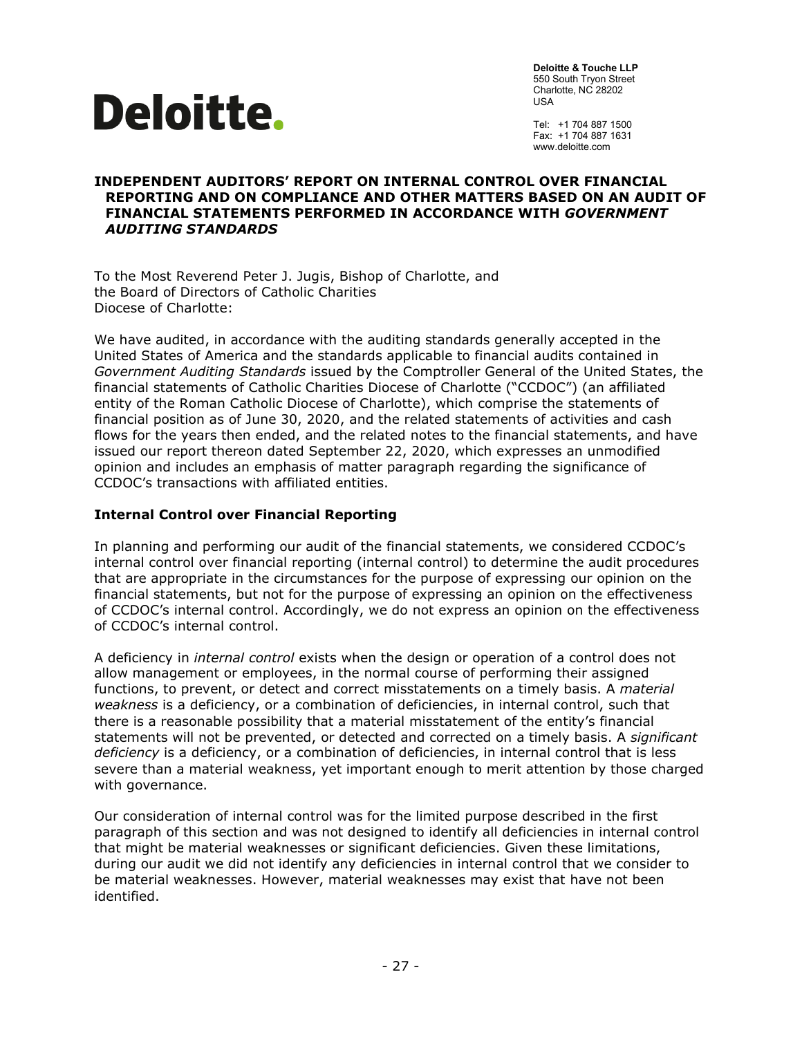Deloitte.

**Deloitte & Touche LLP**
550 South Tryon Street
Charlotte, NC 28202
USA

Tel: +1 704 887 1500
Fax: +1 704 887 1631
www.deloitte.com

# INDEPENDENT AUDITORS' REPORT ON INTERNAL CONTROL OVER FINANCIAL REPORTING AND ON COMPLIANCE AND OTHER MATTERS BASED ON AN AUDIT OF FINANCIAL STATEMENTS PERFORMED IN ACCORDANCE WITH *GOVERNMENT AUDITING STANDARDS*

To the Most Reverend Peter J. Jugis, Bishop of Charlotte, and
the Board of Directors of Catholic Charities
Diocese of Charlotte:

We have audited, in accordance with the auditing standards generally accepted in the United States of America and the standards applicable to financial audits contained in *Government Auditing Standards* issued by the Comptroller General of the United States, the financial statements of Catholic Charities Diocese of Charlotte ("CCDOC") (an affiliated entity of the Roman Catholic Diocese of Charlotte), which comprise the statements of financial position as of June 30, 2020, and the related statements of activities and cash flows for the years then ended, and the related notes to the financial statements, and have issued our report thereon dated September 22, 2020, which expresses an unmodified opinion and includes an emphasis of matter paragraph regarding the significance of CCDOC's transactions with affiliated entities.

## Internal Control over Financial Reporting

In planning and performing our audit of the financial statements, we considered CCDOC's internal control over financial reporting (internal control) to determine the audit procedures that are appropriate in the circumstances for the purpose of expressing our opinion on the financial statements, but not for the purpose of expressing an opinion on the effectiveness of CCDOC's internal control. Accordingly, we do not express an opinion on the effectiveness of CCDOC's internal control.

A deficiency in *internal control* exists when the design or operation of a control does not allow management or employees, in the normal course of performing their assigned functions, to prevent, or detect and correct misstatements on a timely basis. A *material weakness* is a deficiency, or a combination of deficiencies, in internal control, such that there is a reasonable possibility that a material misstatement of the entity's financial statements will not be prevented, or detected and corrected on a timely basis. A *significant deficiency* is a deficiency, or a combination of deficiencies, in internal control that is less severe than a material weakness, yet important enough to merit attention by those charged with governance.

Our consideration of internal control was for the limited purpose described in the first paragraph of this section and was not designed to identify all deficiencies in internal control that might be material weaknesses or significant deficiencies. Given these limitations, during our audit we did not identify any deficiencies in internal control that we consider to be material weaknesses. However, material weaknesses may exist that have not been identified.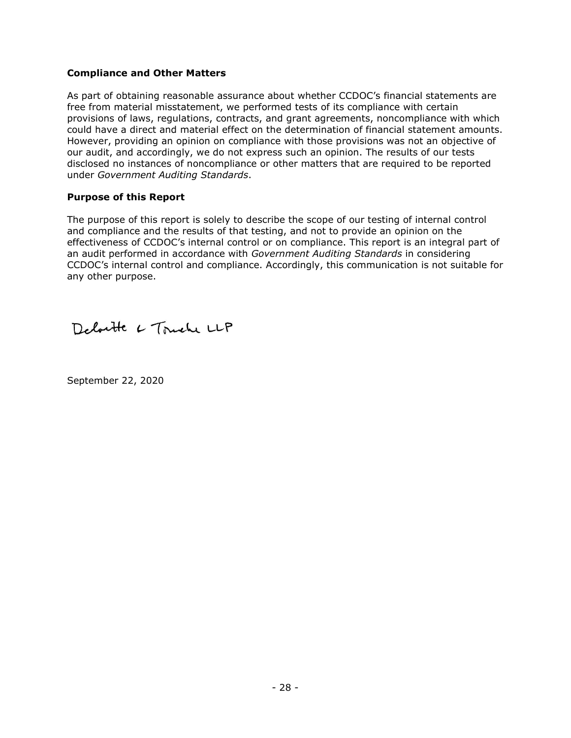**Compliance and Other Matters**

As part of obtaining reasonable assurance about whether CCDOC's financial statements are free from material misstatement, we performed tests of its compliance with certain provisions of laws, regulations, contracts, and grant agreements, noncompliance with which could have a direct and material effect on the determination of financial statement amounts. However, providing an opinion on compliance with those provisions was not an objective of our audit, and accordingly, we do not express such an opinion. The results of our tests disclosed no instances of noncompliance or other matters that are required to be reported under *Government Auditing Standards*.

**Purpose of this Report**

The purpose of this report is solely to describe the scope of our testing of internal control and compliance and the results of that testing, and not to provide an opinion on the effectiveness of CCDOC's internal control or on compliance. This report is an integral part of an audit performed in accordance with *Government Auditing Standards* in considering CCDOC's internal control and compliance. Accordingly, this communication is not suitable for any other purpose.

Deloitte & Touche LLP

September 22, 2020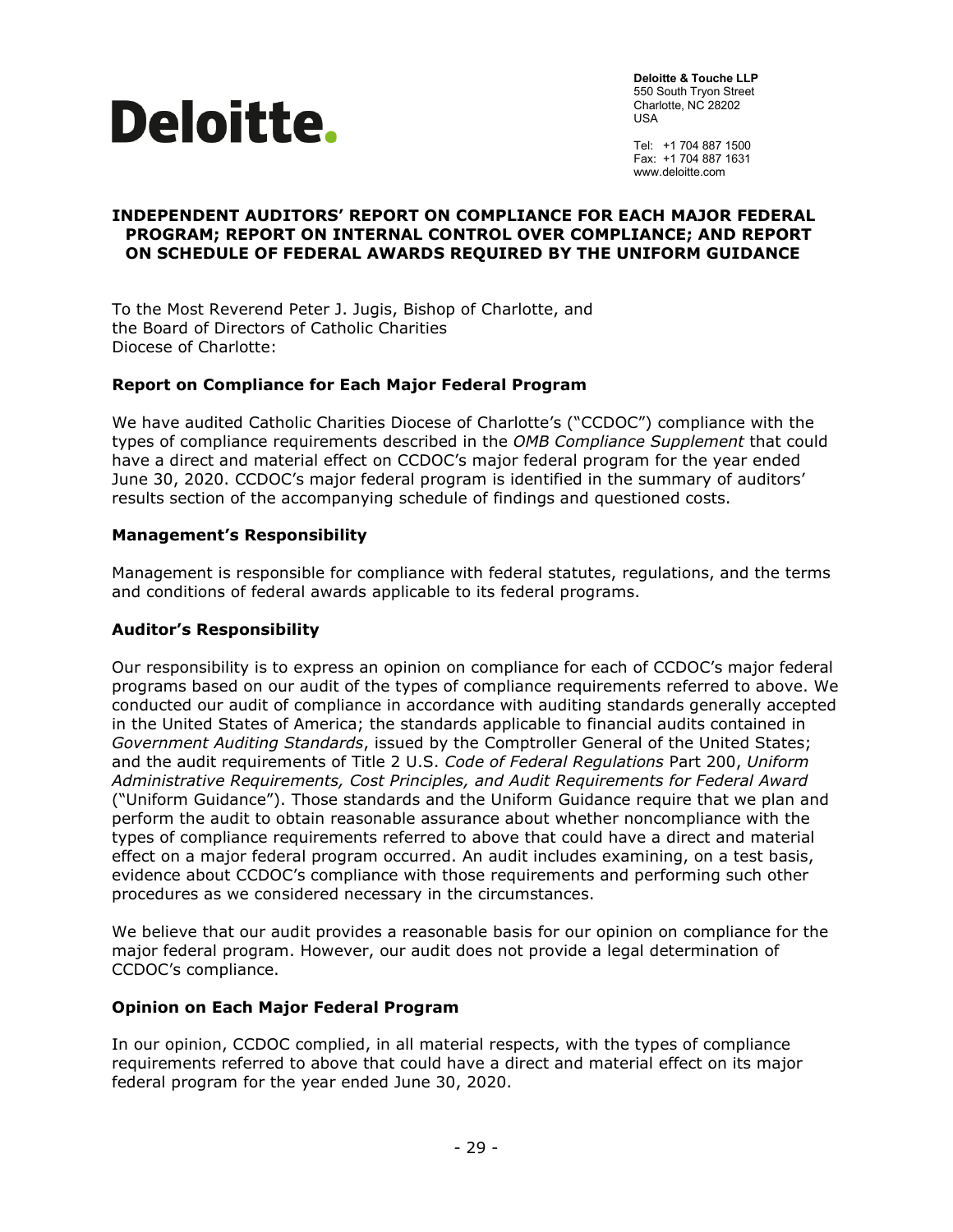**Deloitte.**

**Deloitte & Touche LLP**
550 South Tryon Street
Charlotte, NC 28202
USA

Tel: +1 704 887 1500
Fax: +1 704 887 1631
www.deloitte.com

# INDEPENDENT AUDITORS' REPORT ON COMPLIANCE FOR EACH MAJOR FEDERAL PROGRAM; REPORT ON INTERNAL CONTROL OVER COMPLIANCE; AND REPORT ON SCHEDULE OF FEDERAL AWARDS REQUIRED BY THE UNIFORM GUIDANCE

To the Most Reverend Peter J. Jugis, Bishop of Charlotte, and
the Board of Directors of Catholic Charities
Diocese of Charlotte:

## Report on Compliance for Each Major Federal Program

We have audited Catholic Charities Diocese of Charlotte's ("CCDOC") compliance with the types of compliance requirements described in the *OMB Compliance Supplement* that could have a direct and material effect on CCDOC's major federal program for the year ended June 30, 2020. CCDOC's major federal program is identified in the summary of auditors' results section of the accompanying schedule of findings and questioned costs.

## Management's Responsibility

Management is responsible for compliance with federal statutes, regulations, and the terms and conditions of federal awards applicable to its federal programs.

## Auditor's Responsibility

Our responsibility is to express an opinion on compliance for each of CCDOC's major federal programs based on our audit of the types of compliance requirements referred to above. We conducted our audit of compliance in accordance with auditing standards generally accepted in the United States of America; the standards applicable to financial audits contained in *Government Auditing Standards*, issued by the Comptroller General of the United States; and the audit requirements of Title 2 U.S. *Code of Federal Regulations* Part 200, *Uniform Administrative Requirements, Cost Principles, and Audit Requirements for Federal Award* ("Uniform Guidance"). Those standards and the Uniform Guidance require that we plan and perform the audit to obtain reasonable assurance about whether noncompliance with the types of compliance requirements referred to above that could have a direct and material effect on a major federal program occurred. An audit includes examining, on a test basis, evidence about CCDOC's compliance with those requirements and performing such other procedures as we considered necessary in the circumstances.

We believe that our audit provides a reasonable basis for our opinion on compliance for the major federal program. However, our audit does not provide a legal determination of CCDOC's compliance.

## Opinion on Each Major Federal Program

In our opinion, CCDOC complied, in all material respects, with the types of compliance requirements referred to above that could have a direct and material effect on its major federal program for the year ended June 30, 2020.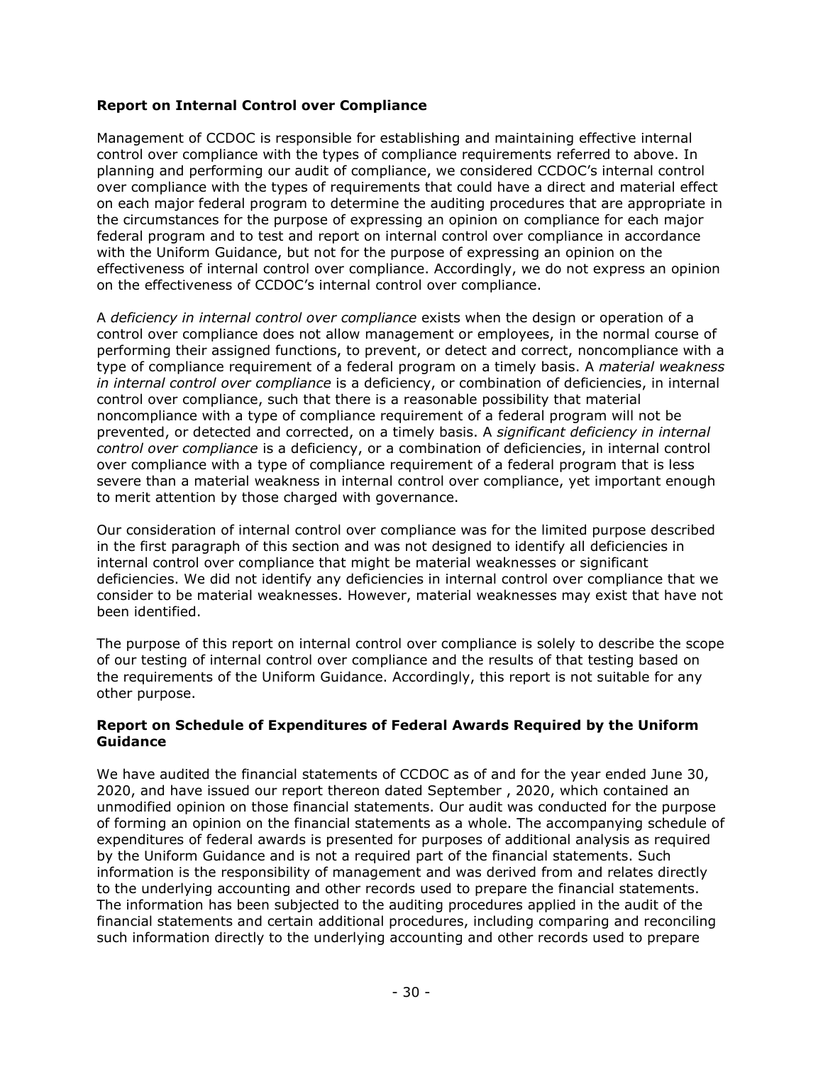**Report on Internal Control over Compliance**

Management of CCDOC is responsible for establishing and maintaining effective internal control over compliance with the types of compliance requirements referred to above. In planning and performing our audit of compliance, we considered CCDOC's internal control over compliance with the types of requirements that could have a direct and material effect on each major federal program to determine the auditing procedures that are appropriate in the circumstances for the purpose of expressing an opinion on compliance for each major federal program and to test and report on internal control over compliance in accordance with the Uniform Guidance, but not for the purpose of expressing an opinion on the effectiveness of internal control over compliance. Accordingly, we do not express an opinion on the effectiveness of CCDOC's internal control over compliance.

A *deficiency in internal control over compliance* exists when the design or operation of a control over compliance does not allow management or employees, in the normal course of performing their assigned functions, to prevent, or detect and correct, noncompliance with a type of compliance requirement of a federal program on a timely basis. A *material weakness in internal control over compliance* is a deficiency, or combination of deficiencies, in internal control over compliance, such that there is a reasonable possibility that material noncompliance with a type of compliance requirement of a federal program will not be prevented, or detected and corrected, on a timely basis. A *significant deficiency in internal control over compliance* is a deficiency, or a combination of deficiencies, in internal control over compliance with a type of compliance requirement of a federal program that is less severe than a material weakness in internal control over compliance, yet important enough to merit attention by those charged with governance.

Our consideration of internal control over compliance was for the limited purpose described in the first paragraph of this section and was not designed to identify all deficiencies in internal control over compliance that might be material weaknesses or significant deficiencies. We did not identify any deficiencies in internal control over compliance that we consider to be material weaknesses. However, material weaknesses may exist that have not been identified.

The purpose of this report on internal control over compliance is solely to describe the scope of our testing of internal control over compliance and the results of that testing based on the requirements of the Uniform Guidance. Accordingly, this report is not suitable for any other purpose.

**Report on Schedule of Expenditures of Federal Awards Required by the Uniform Guidance**

We have audited the financial statements of CCDOC as of and for the year ended June 30, 2020, and have issued our report thereon dated September , 2020, which contained an unmodified opinion on those financial statements. Our audit was conducted for the purpose of forming an opinion on the financial statements as a whole. The accompanying schedule of expenditures of federal awards is presented for purposes of additional analysis as required by the Uniform Guidance and is not a required part of the financial statements. Such information is the responsibility of management and was derived from and relates directly to the underlying accounting and other records used to prepare the financial statements. The information has been subjected to the auditing procedures applied in the audit of the financial statements and certain additional procedures, including comparing and reconciling such information directly to the underlying accounting and other records used to prepare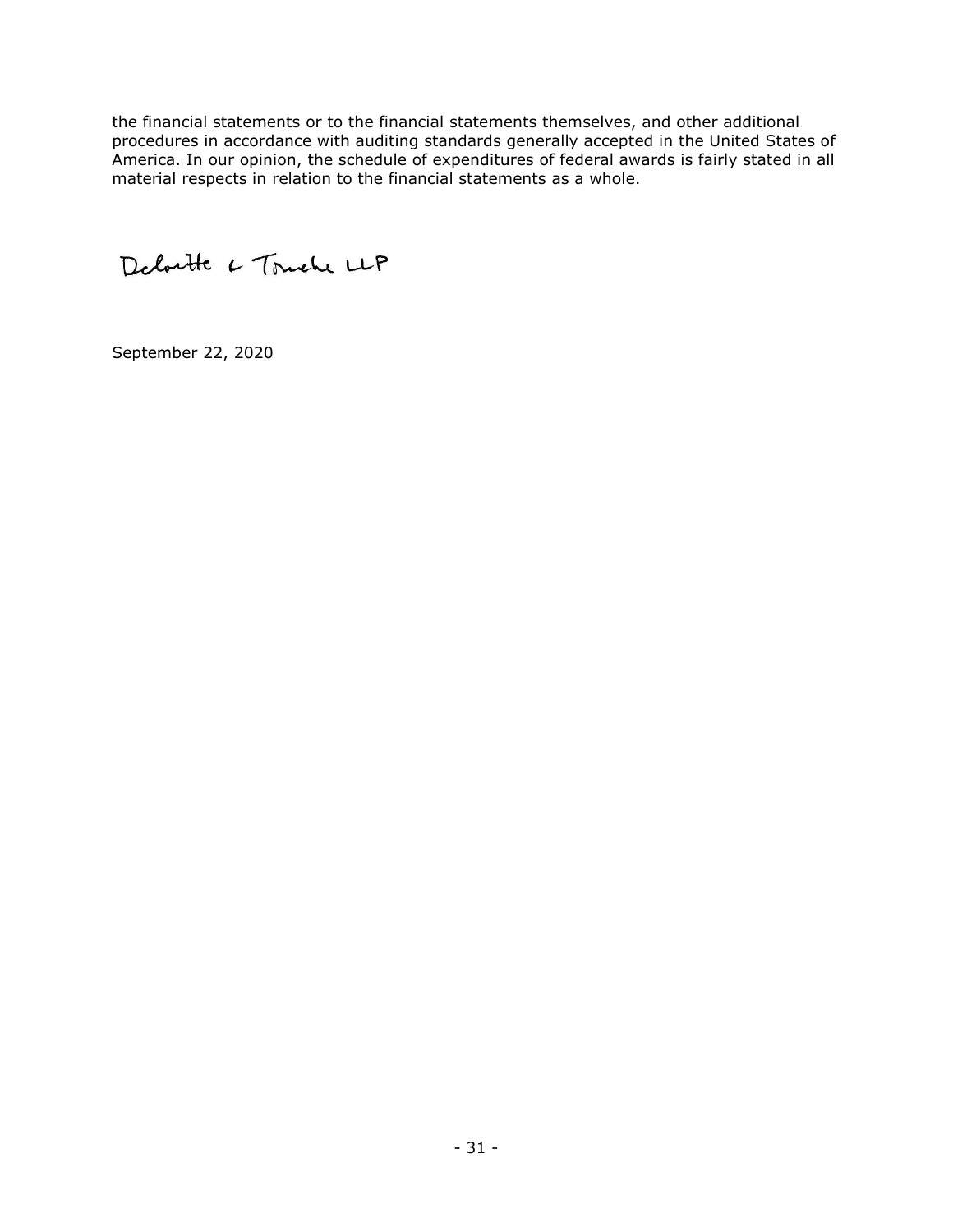the financial statements or to the financial statements themselves, and other additional procedures in accordance with auditing standards generally accepted in the United States of America. In our opinion, the schedule of expenditures of federal awards is fairly stated in all material respects in relation to the financial statements as a whole.

Deloitte & Touche LLP

September 22, 2020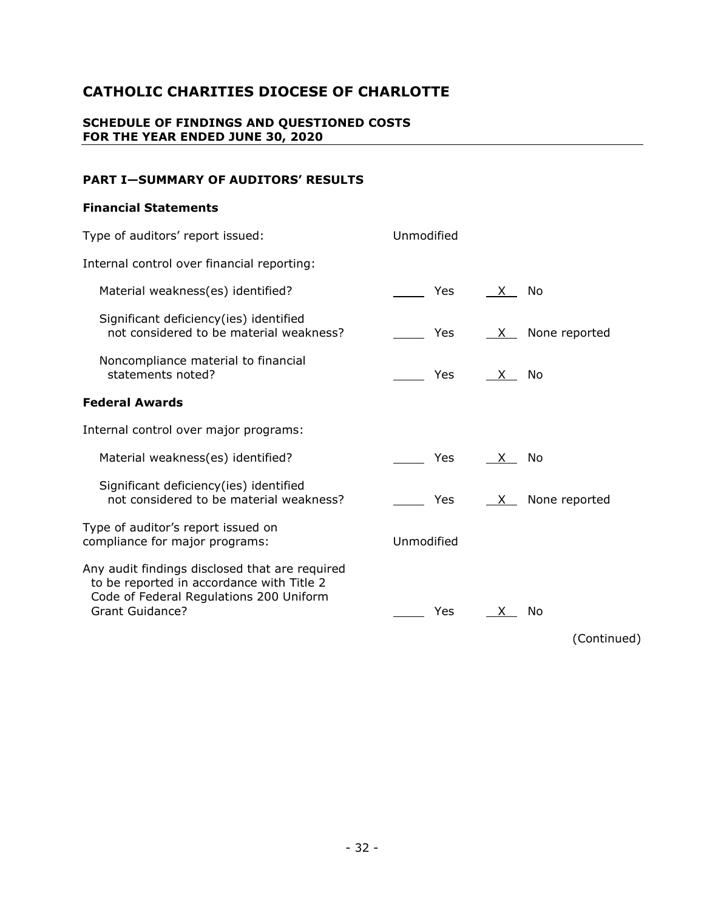# CATHOLIC CHARITIES DIOCESE OF CHARLOTTE

## SCHEDULE OF FINDINGS AND QUESTIONED COSTS
## FOR THE YEAR ENDED JUNE 30, 2020

### PART I—SUMMARY OF AUDITORS' RESULTS

#### Financial Statements

| | | |
|---|---|---|
| Type of auditors' report issued: | Unmodified | |
| Internal control over financial reporting: | | |
| Material weakness(es) identified? | ____ Yes | X No |
| Significant deficiency(ies) identified not considered to be material weakness? | ____ Yes | X None reported |
| Noncompliance material to financial statements noted? | ____ Yes | X No |

#### Federal Awards

| | | |
|---|---|---|
| Internal control over major programs: | | |
| Material weakness(es) identified? | ____ Yes | X No |
| Significant deficiency(ies) identified not considered to be material weakness? | ____ Yes | X None reported |
| Type of auditor's report issued on compliance for major programs: | Unmodified | |
| Any audit findings disclosed that are required to be reported in accordance with Title 2 Code of Federal Regulations 200 Uniform Grant Guidance? | ____ Yes | X No |

(Continued)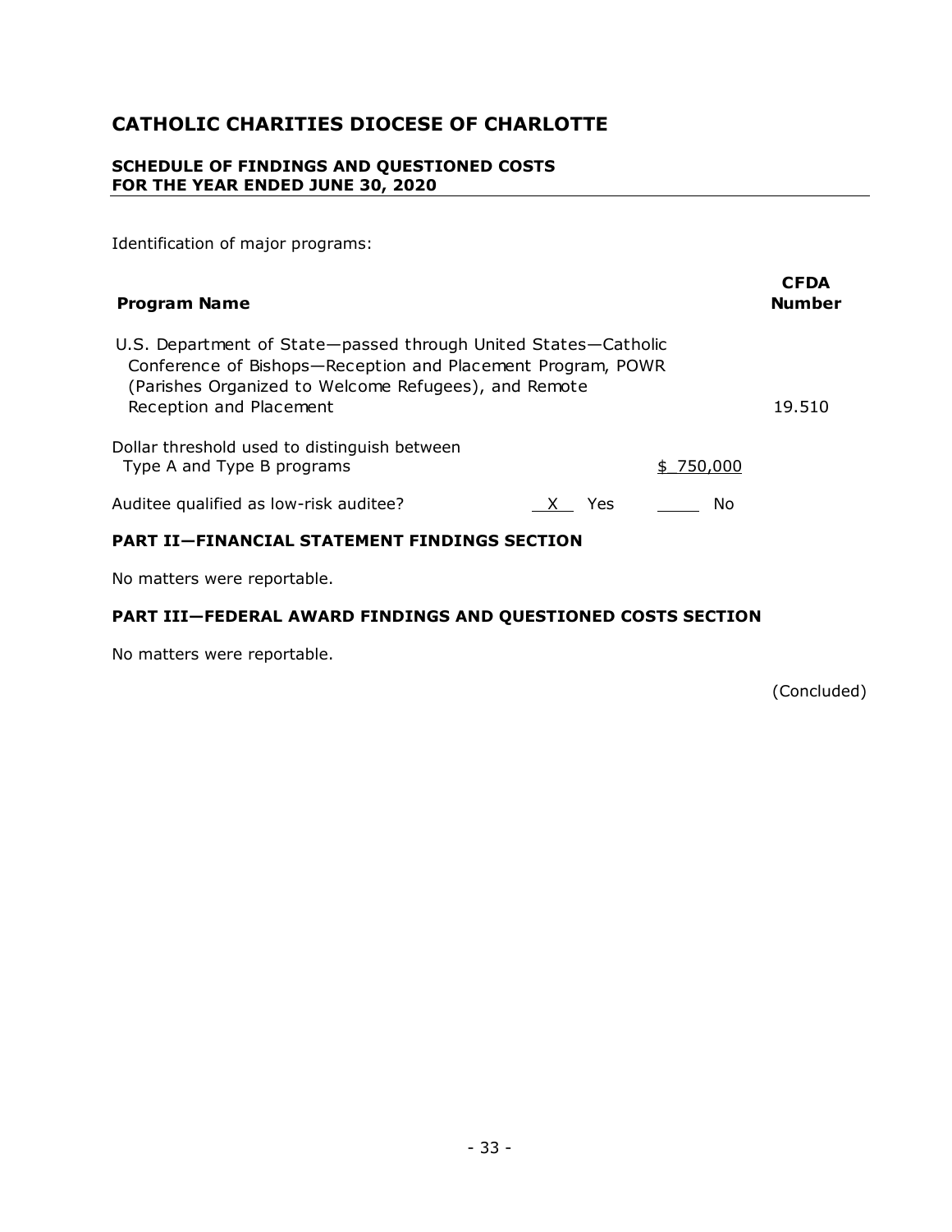# CATHOLIC CHARITIES DIOCESE OF CHARLOTTE

**SCHEDULE OF FINDINGS AND QUESTIONED COSTS**
**FOR THE YEAR ENDED JUNE 30, 2020**

Identification of major programs:

| Program Name | CFDA Number |
|---|---|
| U.S. Department of State—passed through United States—Catholic Conference of Bishops—Reception and Placement Program, POWR (Parishes Organized to Welcome Refugees), and Remote Reception and Placement | 19.510 |

Dollar threshold used to distinguish between Type A and Type B programs: $ 750,000

Auditee qualified as low-risk auditee? X Yes ____ No

**PART II—FINANCIAL STATEMENT FINDINGS SECTION**

No matters were reportable.

**PART III—FEDERAL AWARD FINDINGS AND QUESTIONED COSTS SECTION**

No matters were reportable.

(Concluded)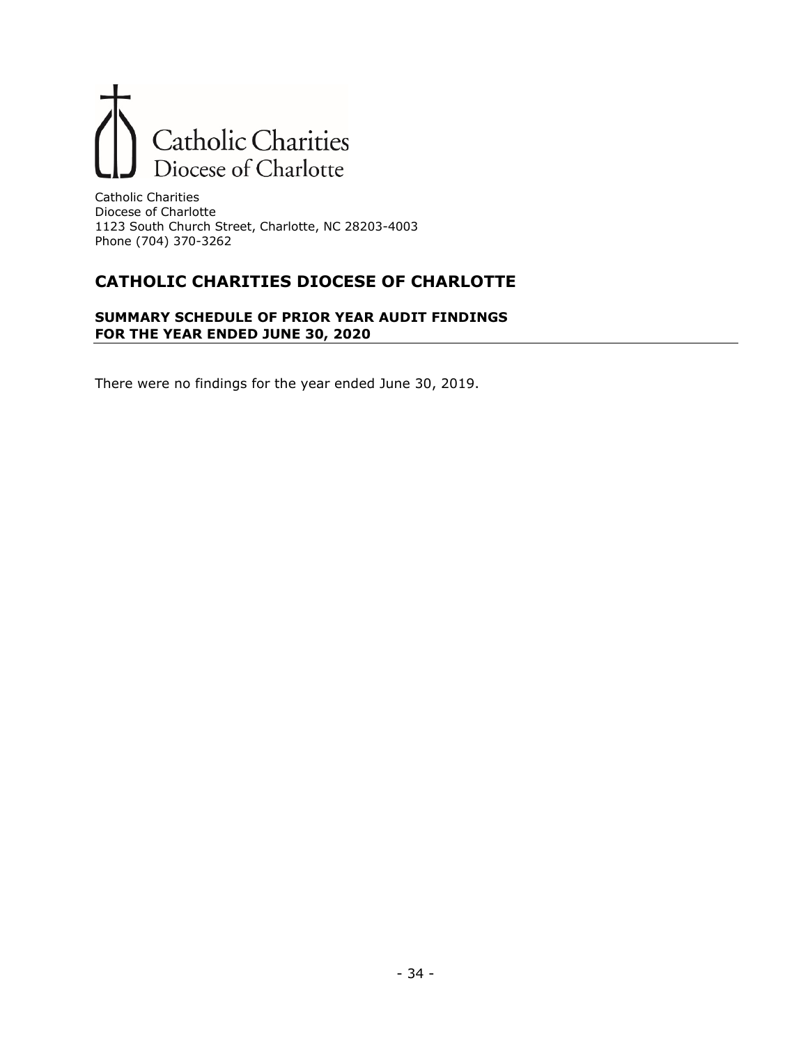Catholic Charities
Diocese of Charlotte

Catholic Charities
Diocese of Charlotte
1123 South Church Street, Charlotte, NC 28203-4003
Phone (704) 370-3262

# CATHOLIC CHARITIES DIOCESE OF CHARLOTTE

## SUMMARY SCHEDULE OF PRIOR YEAR AUDIT FINDINGS FOR THE YEAR ENDED JUNE 30, 2020

There were no findings for the year ended June 30, 2019.